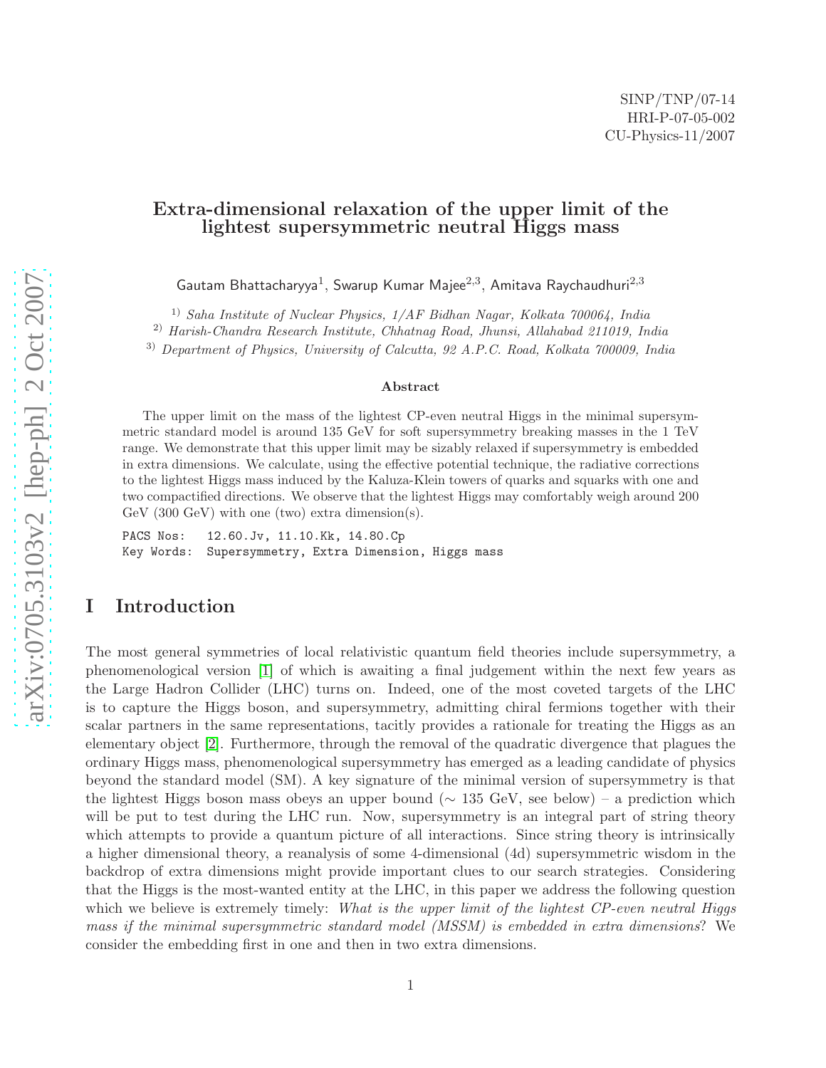SINP/TNP/07-14
HRI-P-07-05-002
CU-Physics-11/2007

# Extra-dimensional relaxation of the upper limit of the lightest supersymmetric neutral Higgs mass

Gautam Bhattacharyya[1], Swarup Kumar Majee[2,3], Amitava Raychaudhuri[2,3]

[1] *Saha Institute of Nuclear Physics, 1/AF Bidhan Nagar, Kolkata 700064, India*
[2] *Harish-Chandra Research Institute, Chhatnag Road, Jhunsi, Allahabad 211019, India*
[3] *Department of Physics, University of Calcutta, 92 A.P.C. Road, Kolkata 700009, India*

### Abstract

The upper limit on the mass of the lightest CP-even neutral Higgs in the minimal supersymmetric standard model is around 135 GeV for soft supersymmetry breaking masses in the 1 TeV range. We demonstrate that this upper limit may be sizably relaxed if supersymmetry is embedded in extra dimensions. We calculate, using the effective potential technique, the radiative corrections to the lightest Higgs mass induced by the Kaluza-Klein towers of quarks and squarks with one and two compactified directions. We observe that the lightest Higgs may comfortably weigh around 200 GeV (300 GeV) with one (two) extra dimension(s).

PACS Nos: 12.60.Jv, 11.10.Kk, 14.80.Cp
Key Words: Supersymmetry, Extra Dimension, Higgs mass

# I Introduction

The most general symmetries of local relativistic quantum field theories include supersymmetry, a phenomenological version [1] of which is awaiting a final judgement within the next few years as the Large Hadron Collider (LHC) turns on. Indeed, one of the most coveted targets of the LHC is to capture the Higgs boson, and supersymmetry, admitting chiral fermions together with their scalar partners in the same representations, tacitly provides a rationale for treating the Higgs as an elementary object [2]. Furthermore, through the removal of the quadratic divergence that plagues the ordinary Higgs mass, phenomenological supersymmetry has emerged as a leading candidate of physics beyond the standard model (SM). A key signature of the minimal version of supersymmetry is that the lightest Higgs boson mass obeys an upper bound ($\sim$ 135 GeV, see below) – a prediction which will be put to test during the LHC run. Now, supersymmetry is an integral part of string theory which attempts to provide a quantum picture of all interactions. Since string theory is intrinsically a higher dimensional theory, a reanalysis of some 4-dimensional (4d) supersymmetric wisdom in the backdrop of extra dimensions might provide important clues to our search strategies. Considering that the Higgs is the most-wanted entity at the LHC, in this paper we address the following question which we believe is extremely timely: *What is the upper limit of the lightest CP-even neutral Higgs mass if the minimal supersymmetric standard model (MSSM) is embedded in extra dimensions*? We consider the embedding first in one and then in two extra dimensions.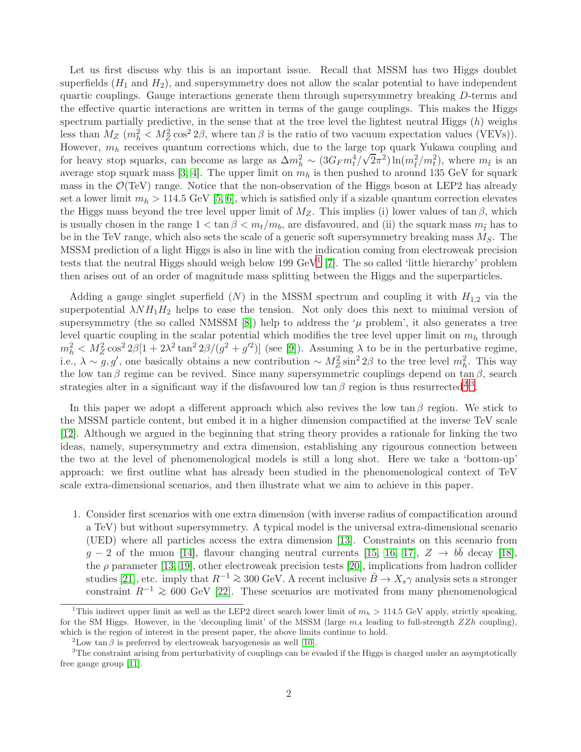Let us first discuss why this is an important issue. Recall that MSSM has two Higgs doublet superfields ($H_1$ and $H_2$), and supersymmetry does not allow the scalar potential to have independent quartic couplings. Gauge interactions generate them through supersymmetry breaking $D$-terms and the effective quartic interactions are written in terms of the gauge couplings. This makes the Higgs spectrum partially predictive, in the sense that at the tree level the lightest neutral Higgs ($h$) weighs less than $M_Z$ ($m_h^2 < M_Z^2 \cos^2 2\beta$, where $\tan\beta$ is the ratio of two vacuum expectation values (VEVs)). However, $m_h$ receives quantum corrections which, due to the large top quark Yukawa coupling and for heavy stop squarks, can become as large as $\Delta m_h^2 \sim (3G_F m_t^4/\sqrt{2}\pi^2)\ln(m_{\tilde{t}}^2/m_t^2)$, where $m_{\tilde{t}}$ is an average stop squark mass [3, 4]. The upper limit on $m_h$ is then pushed to around 135 GeV for squark mass in the $\mathcal{O}$(TeV) range. Notice that the non-observation of the Higgs boson at LEP2 has already set a lower limit $m_h > 114.5$ GeV [5, 6], which is satisfied only if a sizable quantum correction elevates the Higgs mass beyond the tree level upper limit of $M_Z$. This implies (i) lower values of $\tan\beta$, which is usually chosen in the range $1 < \tan\beta < m_t/m_b$, are disfavoured, and (ii) the squark mass $m_{\tilde{t}}$ has to be in the TeV range, which also sets the scale of a generic soft supersymmetry breaking mass $M_S$. The MSSM prediction of a light Higgs is also in line with the indication coming from electroweak precision tests that the neutral Higgs should weigh below 199 GeV[1] [7]. The so called 'little hierarchy' problem then arises out of an order of magnitude mass splitting between the Higgs and the superparticles.

Adding a gauge singlet superfield ($N$) in the MSSM spectrum and coupling it with $H_{1,2}$ via the superpotential $\lambda N H_1 H_2$ helps to ease the tension. Not only does this next to minimal version of supersymmetry (the so called NMSSM [8]) help to address the '$\mu$ problem', it also generates a tree level quartic coupling in the scalar potential which modifies the tree level upper limit on $m_h$ through $m_h^2 < M_Z^2 \cos^2 2\beta[1 + 2\lambda^2 \tan^2 2\beta/(g^2 + g'^2)]$ (see [9]). Assuming $\lambda$ to be in the perturbative regime, i.e., $\lambda \sim g, g'$, one basically obtains a new contribution $\sim M_Z^2 \sin^2 2\beta$ to the tree level $m_h^2$. This way the low $\tan\beta$ regime can be revived. Since many supersymmetric couplings depend on $\tan\beta$, search strategies alter in a significant way if the disfavoured low $\tan\beta$ region is thus resurrected[2,3].

In this paper we adopt a different approach which also revives the low $\tan\beta$ region. We stick to the MSSM particle content, but embed it in a higher dimension compactified at the inverse TeV scale [12]. Although we argued in the beginning that string theory provides a rationale for linking the two ideas, namely, supersymmetry and extra dimension, establishing any rigourous connection between the two at the level of phenomenological models is still a long shot. Here we take a 'bottom-up' approach: we first outline what has already been studied in the phenomenological context of TeV scale extra-dimensional scenarios, and then illustrate what we aim to achieve in this paper.

1. Consider first scenarios with one extra dimension (with inverse radius of compactification around a TeV) but without supersymmetry. A typical model is the universal extra-dimensional scenario (UED) where all particles access the extra dimension [13]. Constraints on this scenario from $g-2$ of the muon [14], flavour changing neutral currents [15, 16, 17], $Z \to b\bar{b}$ decay [18], the $\rho$ parameter [13, 19], other electroweak precision tests [20], implications from hadron collider studies [21], etc. imply that $R^{-1} \gtrsim 300$ GeV. A recent inclusive $\bar{B} \to X_s\gamma$ analysis sets a stronger constraint $R^{-1} \gtrsim 600$ GeV [22]. These scenarios are motivated from many phenomenological

[1] This indirect upper limit as well as the LEP2 direct search lower limit of $m_h > 114.5$ GeV apply, strictly speaking, for the SM Higgs. However, in the 'decoupling limit' of the MSSM (large $m_A$ leading to full-strength $ZZh$ coupling), which is the region of interest in the present paper, the above limits continue to hold.

[2] Low $\tan\beta$ is preferred by electroweak baryogenesis as well [10].

[3] The constraint arising from perturbativity of couplings can be evaded if the Higgs is charged under an asymptotically free gauge group [11].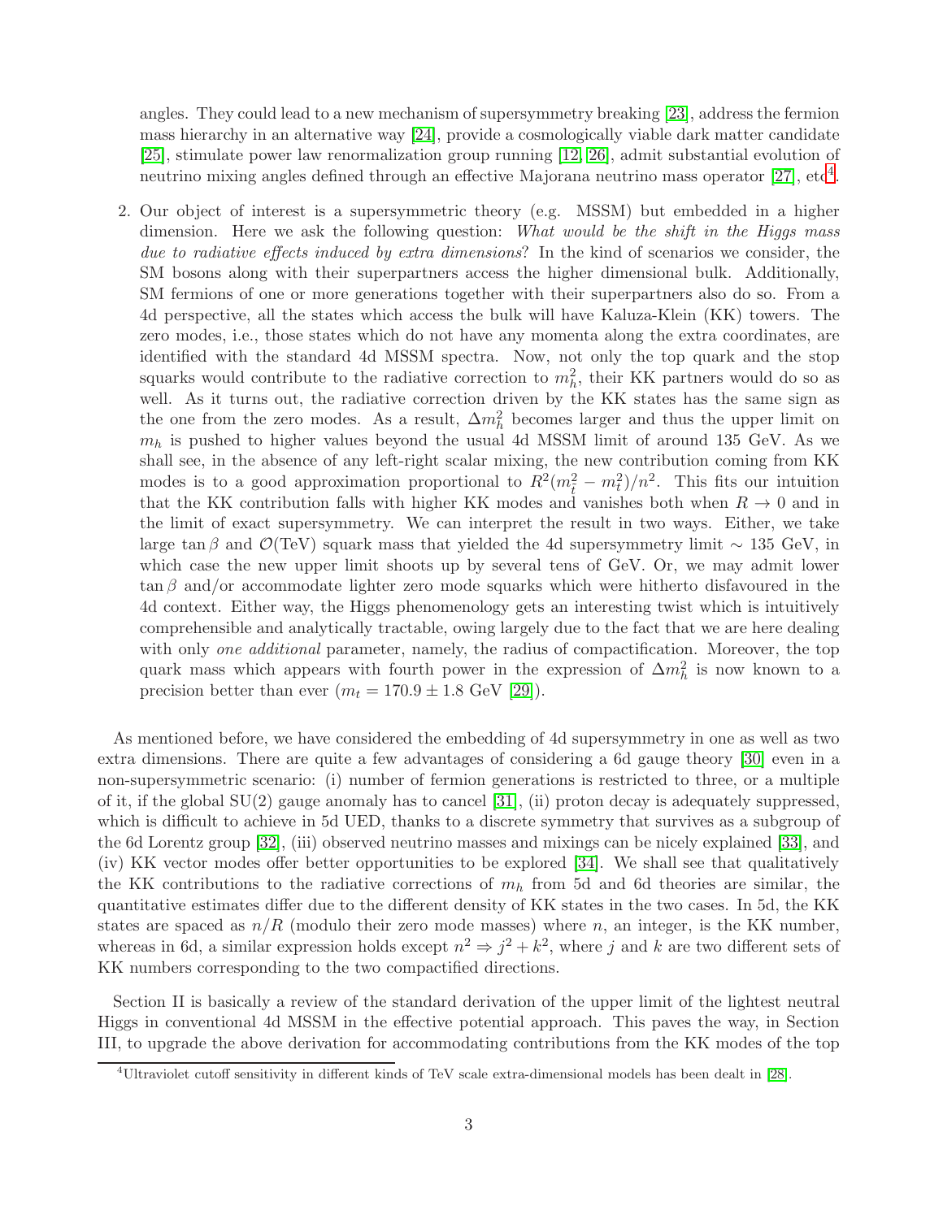angles. They could lead to a new mechanism of supersymmetry breaking [23], address the fermion mass hierarchy in an alternative way [24], provide a cosmologically viable dark matter candidate [25], stimulate power law renormalization group running [12, 26], admit substantial evolution of neutrino mixing angles defined through an effective Majorana neutrino mass operator [27], etc[4].

2. Our object of interest is a supersymmetric theory (e.g. MSSM) but embedded in a higher dimension. Here we ask the following question: *What would be the shift in the Higgs mass due to radiative effects induced by extra dimensions*? In the kind of scenarios we consider, the SM bosons along with their superpartners access the higher dimensional bulk. Additionally, SM fermions of one or more generations together with their superpartners also do so. From a 4d perspective, all the states which access the bulk will have Kaluza-Klein (KK) towers. The zero modes, i.e., those states which do not have any momenta along the extra coordinates, are identified with the standard 4d MSSM spectra. Now, not only the top quark and the stop squarks would contribute to the radiative correction to $m_h^2$, their KK partners would do so as well. As it turns out, the radiative correction driven by the KK states has the same sign as the one from the zero modes. As a result, $\Delta m_h^2$ becomes larger and thus the upper limit on $m_h$ is pushed to higher values beyond the usual 4d MSSM limit of around 135 GeV. As we shall see, in the absence of any left-right scalar mixing, the new contribution coming from KK modes is to a good approximation proportional to $R^2(m_{\tilde{t}}^2 - m_t^2)/n^2$. This fits our intuition that the KK contribution falls with higher KK modes and vanishes both when $R \to 0$ and in the limit of exact supersymmetry. We can interpret the result in two ways. Either, we take large $\tan\beta$ and $\mathcal{O}$(TeV) squark mass that yielded the 4d supersymmetry limit $\sim 135$ GeV, in which case the new upper limit shoots up by several tens of GeV. Or, we may admit lower $\tan\beta$ and/or accommodate lighter zero mode squarks which were hitherto disfavoured in the 4d context. Either way, the Higgs phenomenology gets an interesting twist which is intuitively comprehensible and analytically tractable, owing largely due to the fact that we are here dealing with only *one additional* parameter, namely, the radius of compactification. Moreover, the top quark mass which appears with fourth power in the expression of $\Delta m_h^2$ is now known to a precision better than ever ($m_t = 170.9 \pm 1.8$ GeV [29]).

As mentioned before, we have considered the embedding of 4d supersymmetry in one as well as two extra dimensions. There are quite a few advantages of considering a 6d gauge theory [30] even in a non-supersymmetric scenario: (i) number of fermion generations is restricted to three, or a multiple of it, if the global SU(2) gauge anomaly has to cancel [31], (ii) proton decay is adequately suppressed, which is difficult to achieve in 5d UED, thanks to a discrete symmetry that survives as a subgroup of the 6d Lorentz group [32], (iii) observed neutrino masses and mixings can be nicely explained [33], and (iv) KK vector modes offer better opportunities to be explored [34]. We shall see that qualitatively the KK contributions to the radiative corrections of $m_h$ from 5d and 6d theories are similar, the quantitative estimates differ due to the different density of KK states in the two cases. In 5d, the KK states are spaced as $n/R$ (modulo their zero mode masses) where $n$, an integer, is the KK number, whereas in 6d, a similar expression holds except $n^2 \Rightarrow j^2 + k^2$, where $j$ and $k$ are two different sets of KK numbers corresponding to the two compactified directions.

Section II is basically a review of the standard derivation of the upper limit of the lightest neutral Higgs in conventional 4d MSSM in the effective potential approach. This paves the way, in Section III, to upgrade the above derivation for accommodating contributions from the KK modes of the top

[4] Ultraviolet cutoff sensitivity in different kinds of TeV scale extra-dimensional models has been dealt in [28].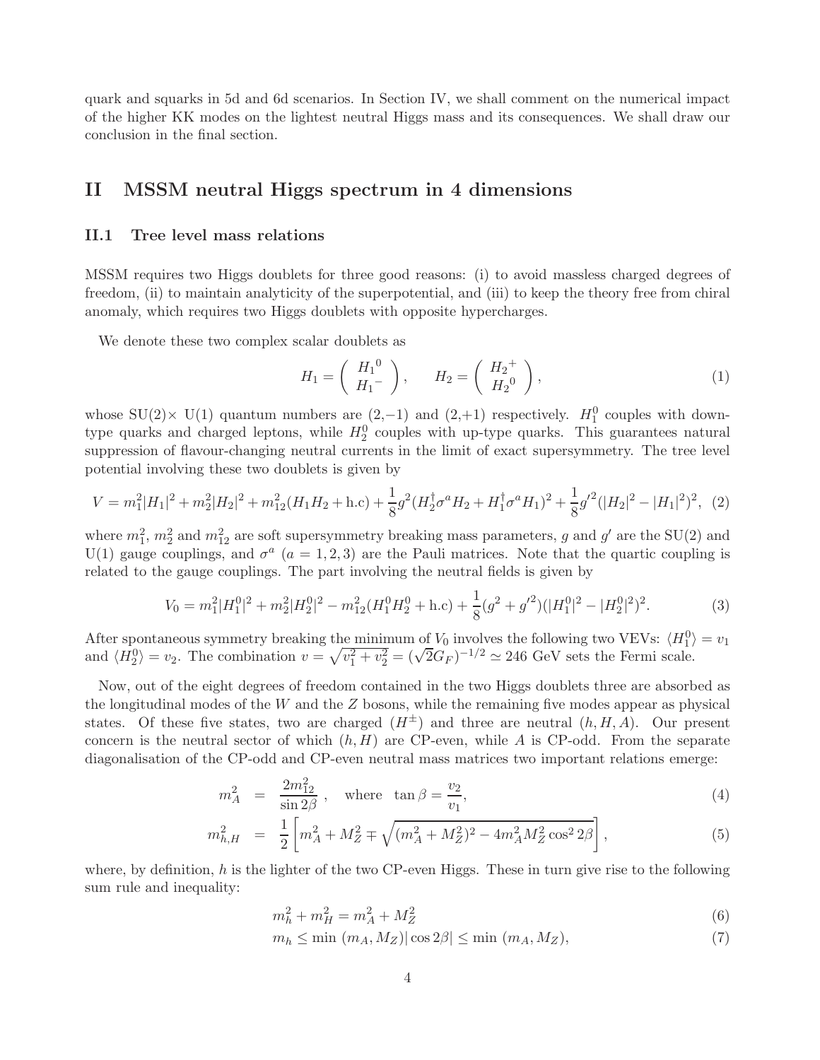quark and squarks in 5d and 6d scenarios. In Section IV, we shall comment on the numerical impact of the higher KK modes on the lightest neutral Higgs mass and its consequences. We shall draw our conclusion in the final section.

# II MSSM neutral Higgs spectrum in 4 dimensions

## II.1 Tree level mass relations

MSSM requires two Higgs doublets for three good reasons: (i) to avoid massless charged degrees of freedom, (ii) to maintain analyticity of the superpotential, and (iii) to keep the theory free from chiral anomaly, which requires two Higgs doublets with opposite hypercharges.

We denote these two complex scalar doublets as

$$H_1 = \begin{pmatrix} {H_1}^0 \\ {H_1}^- \end{pmatrix}, \qquad H_2 = \begin{pmatrix} {H_2}^+ \\ {H_2}^0 \end{pmatrix}, \tag{1}$$

whose SU(2)× U(1) quantum numbers are (2,−1) and (2,+1) respectively. $H_1^0$ couples with down-type quarks and charged leptons, while $H_2^0$ couples with up-type quarks. This guarantees natural suppression of flavour-changing neutral currents in the limit of exact supersymmetry. The tree level potential involving these two doublets is given by

$$V = m_1^2|H_1|^2 + m_2^2|H_2|^2 + m_{12}^2(H_1H_2 + \text{h.c}) + \frac{1}{8}g^2(H_2^\dagger\sigma^a H_2 + H_1^\dagger\sigma^a H_1)^2 + \frac{1}{8}g'^2(|H_2|^2 - |H_1|^2)^2, \tag{2}$$

where $m_1^2$, $m_2^2$ and $m_{12}^2$ are soft supersymmetry breaking mass parameters, $g$ and $g'$ are the SU(2) and U(1) gauge couplings, and $\sigma^a$ $(a = 1, 2, 3)$ are the Pauli matrices. Note that the quartic coupling is related to the gauge couplings. The part involving the neutral fields is given by

$$V_0 = m_1^2|H_1^0|^2 + m_2^2|H_2^0|^2 - m_{12}^2(H_1^0H_2^0 + \text{h.c}) + \frac{1}{8}(g^2 + g'^2)(|H_1^0|^2 - |H_2^0|^2)^2. \tag{3}$$

After spontaneous symmetry breaking the minimum of $V_0$ involves the following two VEVs: $\langle H_1^0\rangle = v_1$ and $\langle H_2^0\rangle = v_2$. The combination $v = \sqrt{v_1^2 + v_2^2} = (\sqrt{2}G_F)^{-1/2} \simeq 246$ GeV sets the Fermi scale.

Now, out of the eight degrees of freedom contained in the two Higgs doublets three are absorbed as the longitudinal modes of the $W$ and the $Z$ bosons, while the remaining five modes appear as physical states. Of these five states, two are charged ($H^\pm$) and three are neutral $(h, H, A)$. Our present concern is the neutral sector of which $(h, H)$ are CP-even, while $A$ is CP-odd. From the separate diagonalisation of the CP-odd and CP-even neutral mass matrices two important relations emerge:

$$m_A^2 = \frac{2m_{12}^2}{\sin 2\beta}\,, \quad \text{where} \quad \tan\beta = \frac{v_2}{v_1}, \tag{4}$$

$$m_{h,H}^2 = \frac{1}{2}\left[m_A^2 + M_Z^2 \mp \sqrt{(m_A^2 + M_Z^2)^2 - 4m_A^2M_Z^2\cos^2 2\beta}\right], \tag{5}$$

where, by definition, $h$ is the lighter of the two CP-even Higgs. These in turn give rise to the following sum rule and inequality:

$$m_h^2 + m_H^2 = m_A^2 + M_Z^2 \tag{6}$$

$$m_h \le \min\,(m_A, M_Z)|\cos 2\beta| \le \min\,(m_A, M_Z), \tag{7}$$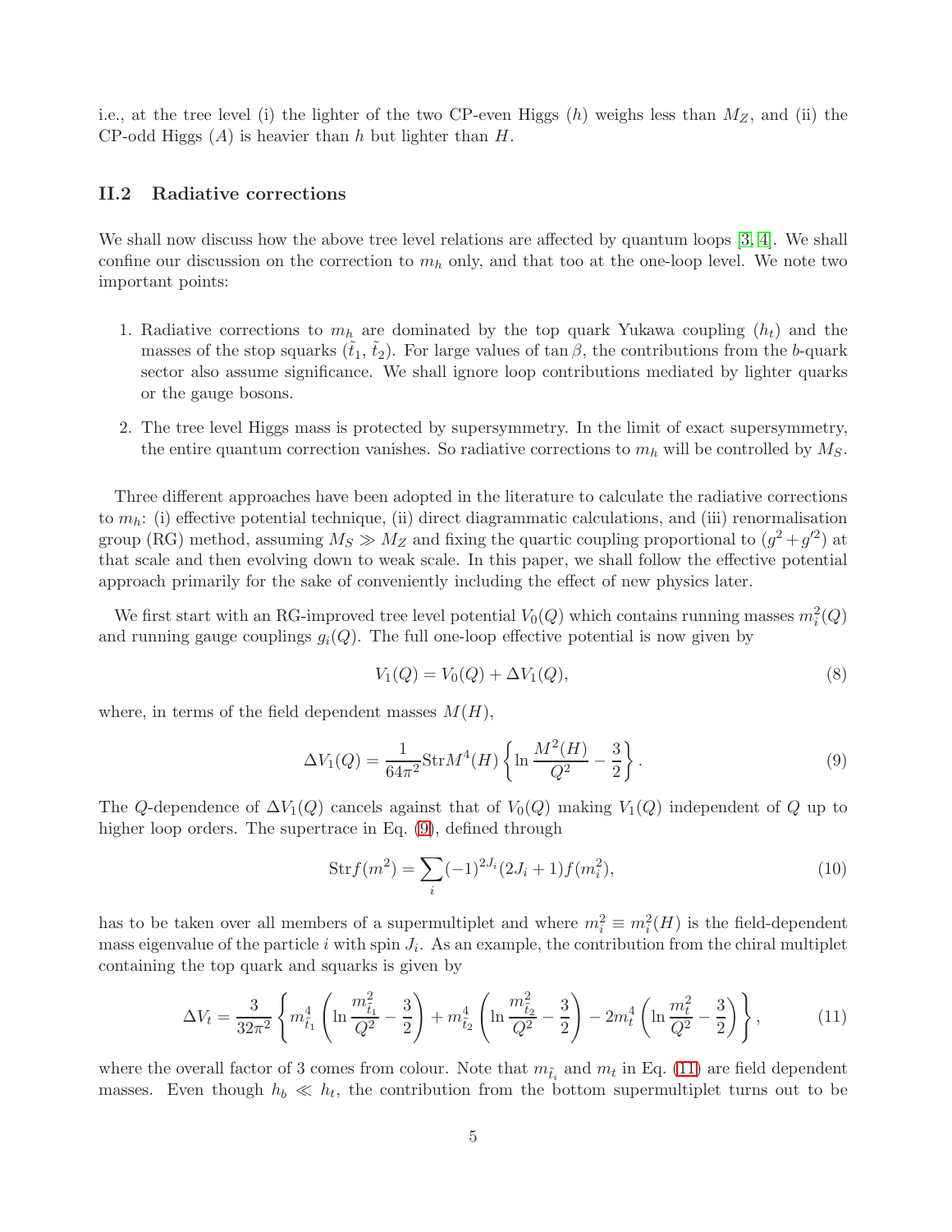i.e., at the tree level (i) the lighter of the two CP-even Higgs ($h$) weighs less than $M_Z$, and (ii) the CP-odd Higgs ($A$) is heavier than $h$ but lighter than $H$.

### II.2 Radiative corrections

We shall now discuss how the above tree level relations are affected by quantum loops [3, 4]. We shall confine our discussion on the correction to $m_h$ only, and that too at the one-loop level. We note two important points:

1. Radiative corrections to $m_h$ are dominated by the top quark Yukawa coupling ($h_t$) and the masses of the stop squarks ($\tilde{t}_1$, $\tilde{t}_2$). For large values of $\tan\beta$, the contributions from the $b$-quark sector also assume significance. We shall ignore loop contributions mediated by lighter quarks or the gauge bosons.

2. The tree level Higgs mass is protected by supersymmetry. In the limit of exact supersymmetry, the entire quantum correction vanishes. So radiative corrections to $m_h$ will be controlled by $M_S$.

Three different approaches have been adopted in the literature to calculate the radiative corrections to $m_h$: (i) effective potential technique, (ii) direct diagrammatic calculations, and (iii) renormalisation group (RG) method, assuming $M_S \gg M_Z$ and fixing the quartic coupling proportional to $(g^2 + g'^2)$ at that scale and then evolving down to weak scale. In this paper, we shall follow the effective potential approach primarily for the sake of conveniently including the effect of new physics later.

We first start with an RG-improved tree level potential $V_0(Q)$ which contains running masses $m_i^2(Q)$ and running gauge couplings $g_i(Q)$. The full one-loop effective potential is now given by

$$V_1(Q) = V_0(Q) + \Delta V_1(Q), \tag{8}$$

where, in terms of the field dependent masses $M(H)$,

$$\Delta V_1(Q) = \frac{1}{64\pi^2} \mathrm{Str} M^4(H) \left\{ \ln \frac{M^2(H)}{Q^2} - \frac{3}{2} \right\}. \tag{9}$$

The $Q$-dependence of $\Delta V_1(Q)$ cancels against that of $V_0(Q)$ making $V_1(Q)$ independent of $Q$ up to higher loop orders. The supertrace in Eq. (9), defined through

$$\mathrm{Str} f(m^2) = \sum_i (-1)^{2J_i} (2J_i + 1) f(m_i^2), \tag{10}$$

has to be taken over all members of a supermultiplet and where $m_i^2 \equiv m_i^2(H)$ is the field-dependent mass eigenvalue of the particle $i$ with spin $J_i$. As an example, the contribution from the chiral multiplet containing the top quark and squarks is given by

$$\Delta V_t = \frac{3}{32\pi^2} \left\{ m_{\tilde{t}_1}^4 \left( \ln \frac{m_{\tilde{t}_1}^2}{Q^2} - \frac{3}{2} \right) + m_{\tilde{t}_2}^4 \left( \ln \frac{m_{\tilde{t}_2}^2}{Q^2} - \frac{3}{2} \right) - 2 m_t^4 \left( \ln \frac{m_t^2}{Q^2} - \frac{3}{2} \right) \right\}, \tag{11}$$

where the overall factor of 3 comes from colour. Note that $m_{\tilde{t}_i}$ and $m_t$ in Eq. (11) are field dependent masses. Even though $h_b \ll h_t$, the contribution from the bottom supermultiplet turns out to be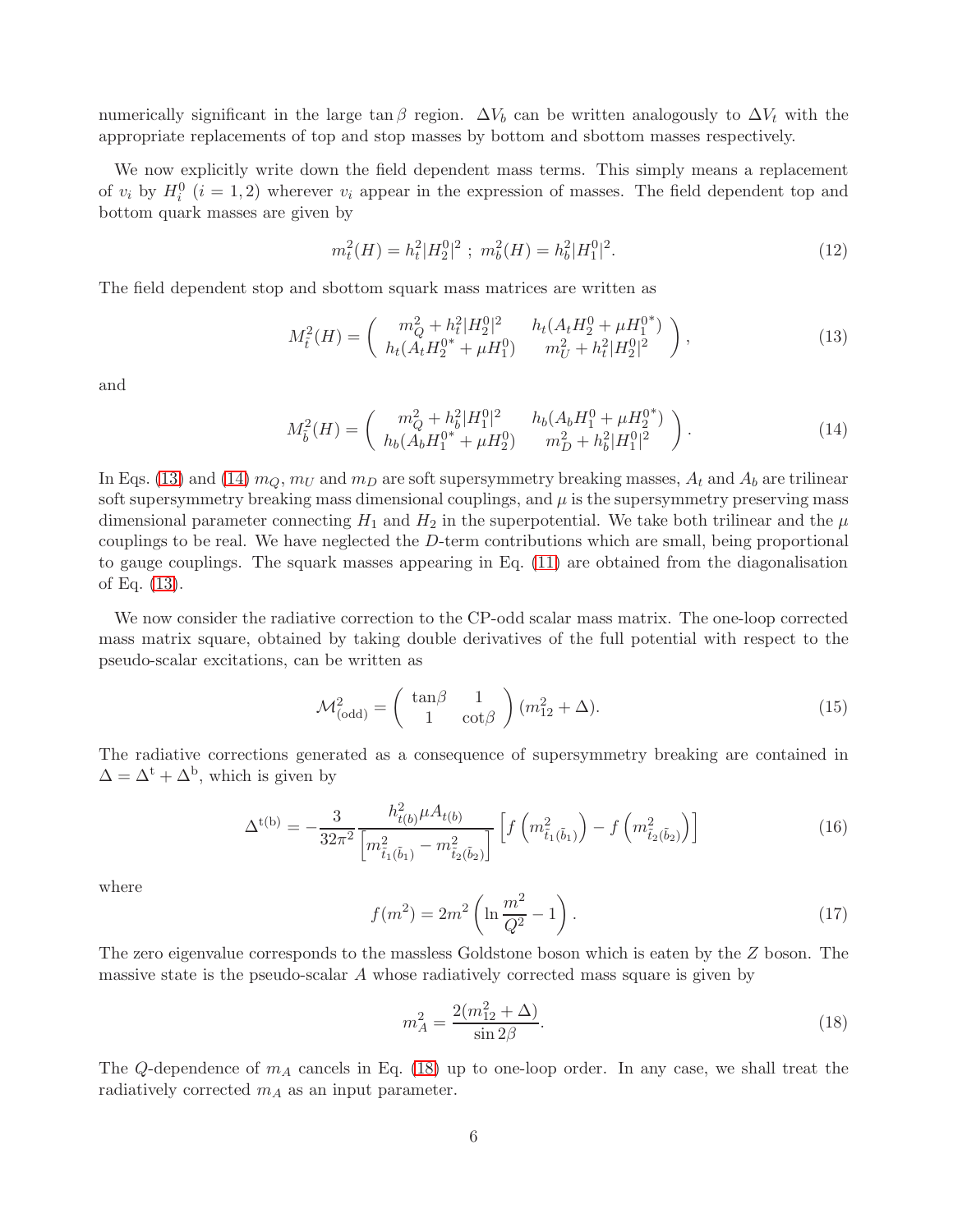numerically significant in the large $\tan\beta$ region. $\Delta V_b$ can be written analogously to $\Delta V_t$ with the appropriate replacements of top and stop masses by bottom and sbottom masses respectively.

We now explicitly write down the field dependent mass terms. This simply means a replacement of $v_i$ by $H_i^0$ $(i = 1, 2)$ wherever $v_i$ appear in the expression of masses. The field dependent top and bottom quark masses are given by

$$m_t^2(H) = h_t^2 |H_2^0|^2 \ ; \ m_b^2(H) = h_b^2 |H_1^0|^2. \tag{12}$$

The field dependent stop and sbottom squark mass matrices are written as

$$M_{\tilde{t}}^2(H) = \begin{pmatrix} m_Q^2 + h_t^2 |H_2^0|^2 & h_t(A_t H_2^0 + \mu H_1^{0*}) \\ h_t(A_t H_2^{0*} + \mu H_1^0) & m_U^2 + h_t^2 |H_2^0|^2 \end{pmatrix}, \tag{13}$$

and

$$M_{\tilde{b}}^2(H) = \begin{pmatrix} m_Q^2 + h_b^2 |H_1^0|^2 & h_b(A_b H_1^0 + \mu H_2^{0*}) \\ h_b(A_b H_1^{0*} + \mu H_2^0) & m_D^2 + h_b^2 |H_1^0|^2 \end{pmatrix}. \tag{14}$$

In Eqs. (13) and (14) $m_Q$, $m_U$ and $m_D$ are soft supersymmetry breaking masses, $A_t$ and $A_b$ are trilinear soft supersymmetry breaking mass dimensional couplings, and $\mu$ is the supersymmetry preserving mass dimensional parameter connecting $H_1$ and $H_2$ in the superpotential. We take both trilinear and the $\mu$ couplings to be real. We have neglected the $D$-term contributions which are small, being proportional to gauge couplings. The squark masses appearing in Eq. (11) are obtained from the diagonalisation of Eq. (13).

We now consider the radiative correction to the CP-odd scalar mass matrix. The one-loop corrected mass matrix square, obtained by taking double derivatives of the full potential with respect to the pseudo-scalar excitations, can be written as

$$\mathcal{M}^2_{(\text{odd})} = \begin{pmatrix} \tan\beta & 1 \\ 1 & \cot\beta \end{pmatrix} (m_{12}^2 + \Delta). \tag{15}$$

The radiative corrections generated as a consequence of supersymmetry breaking are contained in $\Delta = \Delta^{\text{t}} + \Delta^{\text{b}}$, which is given by

$$\Delta^{\text{t(b)}} = -\frac{3}{32\pi^2} \frac{h_{t(b)}^2 \mu A_{t(b)}}{\left[m^2_{\tilde{t}_1(\tilde{b}_1)} - m^2_{\tilde{t}_2(\tilde{b}_2)}\right]} \left[ f\left(m^2_{\tilde{t}_1(\tilde{b}_1)}\right) - f\left(m^2_{\tilde{t}_2(\tilde{b}_2)}\right)\right] \tag{16}$$

where

$$f(m^2) = 2m^2 \left( \ln \frac{m^2}{Q^2} - 1 \right). \tag{17}$$

The zero eigenvalue corresponds to the massless Goldstone boson which is eaten by the $Z$ boson. The massive state is the pseudo-scalar $A$ whose radiatively corrected mass square is given by

$$m_A^2 = \frac{2(m_{12}^2 + \Delta)}{\sin 2\beta}. \tag{18}$$

The $Q$-dependence of $m_A$ cancels in Eq. (18) up to one-loop order. In any case, we shall treat the radiatively corrected $m_A$ as an input parameter.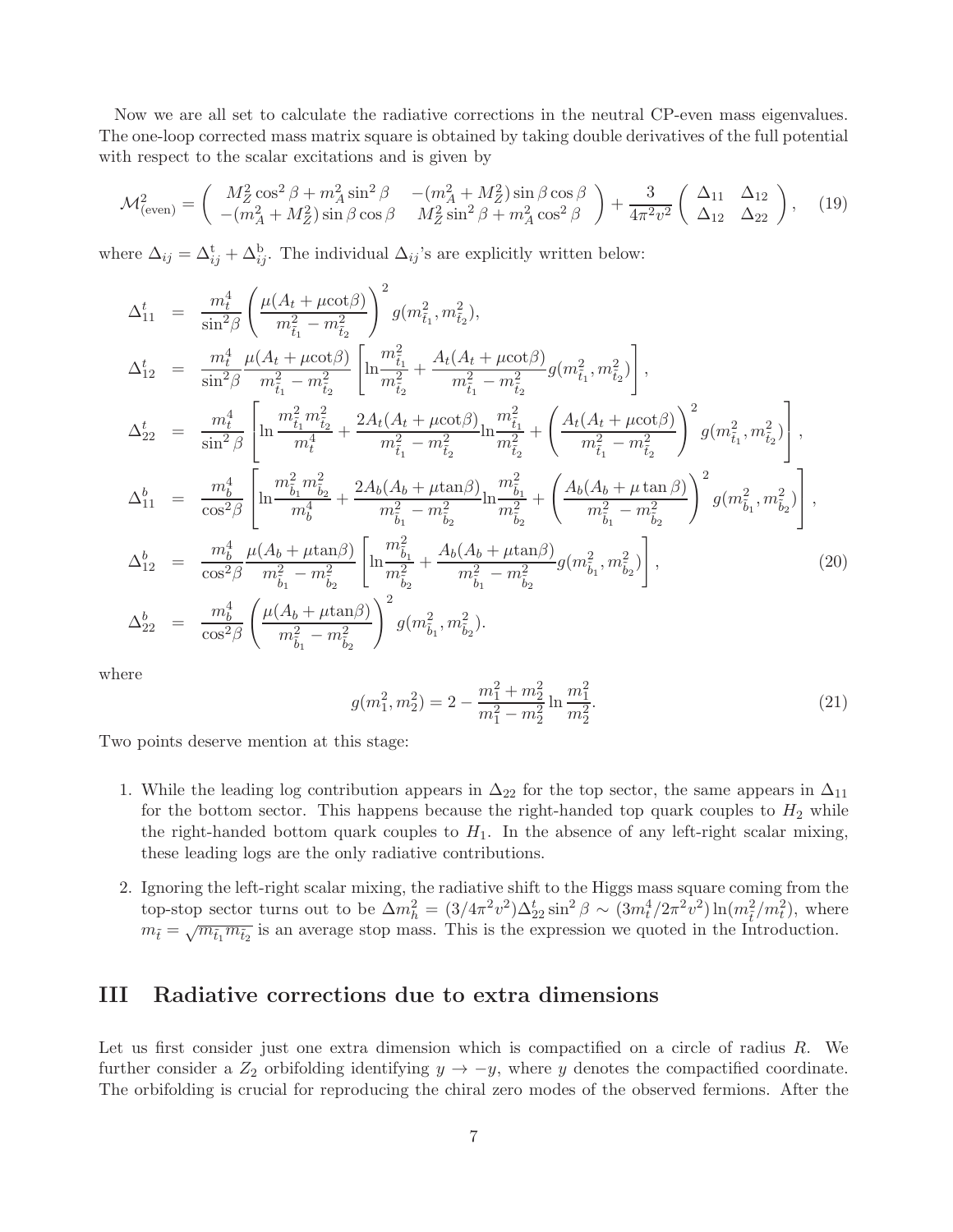Now we are all set to calculate the radiative corrections in the neutral CP-even mass eigenvalues. The one-loop corrected mass matrix square is obtained by taking double derivatives of the full potential with respect to the scalar excitations and is given by

$$\mathcal{M}^2_{\rm (even)} = \begin{pmatrix} M_Z^2 \cos^2\beta + m_A^2 \sin^2\beta & -(m_A^2 + M_Z^2)\sin\beta\cos\beta \\ -(m_A^2 + M_Z^2)\sin\beta\cos\beta & M_Z^2 \sin^2\beta + m_A^2\cos^2\beta \end{pmatrix} + \frac{3}{4\pi^2 v^2}\begin{pmatrix} \Delta_{11} & \Delta_{12} \\ \Delta_{12} & \Delta_{22} \end{pmatrix}, \quad (19)$$

where $\Delta_{ij} = \Delta^{\rm t}_{ij} + \Delta^{\rm b}_{ij}$. The individual $\Delta_{ij}$'s are explicitly written below:

$$\begin{aligned}
\Delta^t_{11} &= \frac{m_t^4}{\sin^2\beta}\left(\frac{\mu(A_t+\mu\cot\beta)}{m^2_{\tilde{t}_1}-m^2_{\tilde{t}_2}}\right)^2 g(m^2_{\tilde{t}_1},m^2_{\tilde{t}_2}),\\
\Delta^t_{12} &= \frac{m_t^4}{\sin^2\beta}\frac{\mu(A_t+\mu\cot\beta)}{m^2_{\tilde{t}_1}-m^2_{\tilde{t}_2}}\left[\ln\frac{m^2_{\tilde{t}_1}}{m^2_{\tilde{t}_2}} + \frac{A_t(A_t+\mu\cot\beta)}{m^2_{\tilde{t}_1}-m^2_{\tilde{t}_2}} g(m^2_{\tilde{t}_1},m^2_{\tilde{t}_2})\right],\\
\Delta^t_{22} &= \frac{m_t^4}{\sin^2\beta}\left[\ln\frac{m^2_{\tilde{t}_1}m^2_{\tilde{t}_2}}{m_t^4} + \frac{2A_t(A_t+\mu\cot\beta)}{m^2_{\tilde{t}_1}-m^2_{\tilde{t}_2}}\ln\frac{m^2_{\tilde{t}_1}}{m^2_{\tilde{t}_2}} + \left(\frac{A_t(A_t+\mu\cot\beta)}{m^2_{\tilde{t}_1}-m^2_{\tilde{t}_2}}\right)^2 g(m^2_{\tilde{t}_1},m^2_{\tilde{t}_2})\right],\\
\Delta^b_{11} &= \frac{m_b^4}{\cos^2\beta}\left[\ln\frac{m^2_{\tilde{b}_1}m^2_{\tilde{b}_2}}{m_b^4} + \frac{2A_b(A_b+\mu\tan\beta)}{m^2_{\tilde{b}_1}-m^2_{\tilde{b}_2}}\ln\frac{m^2_{\tilde{b}_1}}{m^2_{\tilde{b}_2}} + \left(\frac{A_b(A_b+\mu\tan\beta)}{m^2_{\tilde{b}_1}-m^2_{\tilde{b}_2}}\right)^2 g(m^2_{\tilde{b}_1},m^2_{\tilde{b}_2})\right],\\
\Delta^b_{12} &= \frac{m_b^4}{\cos^2\beta}\frac{\mu(A_b+\mu\tan\beta)}{m^2_{\tilde{b}_1}-m^2_{\tilde{b}_2}}\left[\ln\frac{m^2_{\tilde{b}_1}}{m^2_{\tilde{b}_2}} + \frac{A_b(A_b+\mu\tan\beta)}{m^2_{\tilde{b}_1}-m^2_{\tilde{b}_2}} g(m^2_{\tilde{b}_1},m^2_{\tilde{b}_2})\right],\\
\Delta^b_{22} &= \frac{m_b^4}{\cos^2\beta}\left(\frac{\mu(A_b+\mu\tan\beta)}{m^2_{\tilde{b}_1}-m^2_{\tilde{b}_2}}\right)^2 g(m^2_{\tilde{b}_1},m^2_{\tilde{b}_2}).
\end{aligned} \quad (20)$$

where

$$g(m_1^2,m_2^2) = 2 - \frac{m_1^2+m_2^2}{m_1^2-m_2^2}\ln\frac{m_1^2}{m_2^2}. \quad (21)$$

Two points deserve mention at this stage:

1. While the leading log contribution appears in $\Delta_{22}$ for the top sector, the same appears in $\Delta_{11}$ for the bottom sector. This happens because the right-handed top quark couples to $H_2$ while the right-handed bottom quark couples to $H_1$. In the absence of any left-right scalar mixing, these leading logs are the only radiative contributions.

2. Ignoring the left-right scalar mixing, the radiative shift to the Higgs mass square coming from the top-stop sector turns out to be $\Delta m_h^2 = (3/4\pi^2 v^2)\Delta^t_{22}\sin^2\beta \sim (3m_t^4/2\pi^2 v^2)\ln(m^2_{\tilde{t}}/m_t^2)$, where $m_{\tilde{t}} = \sqrt{m_{\tilde{t}_1}m_{\tilde{t}_2}}$ is an average stop mass. This is the expression we quoted in the Introduction.

# III Radiative corrections due to extra dimensions

Let us first consider just one extra dimension which is compactified on a circle of radius $R$. We further consider a $Z_2$ orbifolding identifying $y \to -y$, where $y$ denotes the compactified coordinate. The orbifolding is crucial for reproducing the chiral zero modes of the observed fermions. After the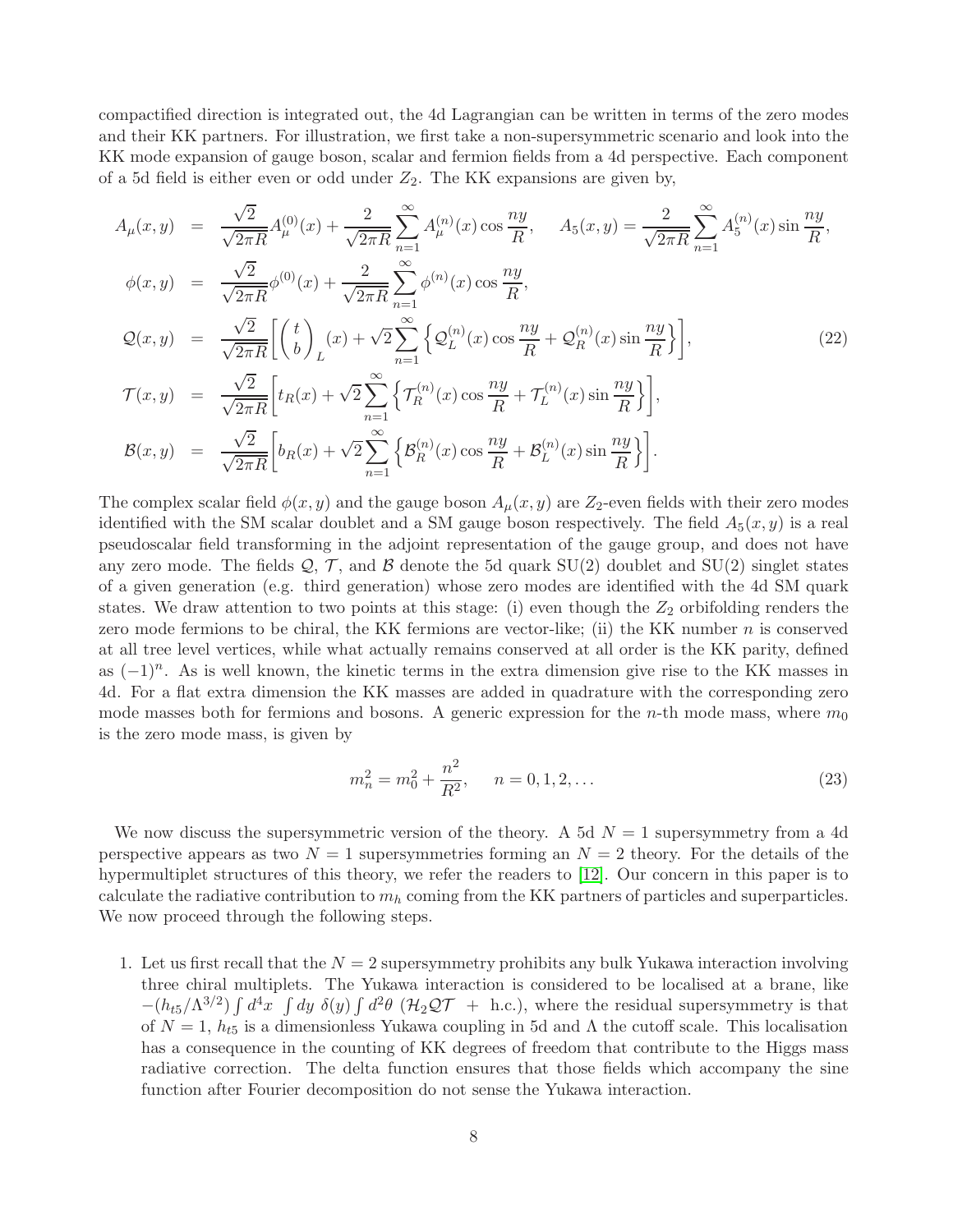compactified direction is integrated out, the 4d Lagrangian can be written in terms of the zero modes and their KK partners. For illustration, we first take a non-supersymmetric scenario and look into the KK mode expansion of gauge boson, scalar and fermion fields from a 4d perspective. Each component of a 5d field is either even or odd under $Z_2$. The KK expansions are given by,

$$
\begin{aligned}
A_\mu(x,y) &= \frac{\sqrt{2}}{\sqrt{2\pi R}} A_\mu^{(0)}(x) + \frac{2}{\sqrt{2\pi R}} \sum_{n=1}^{\infty} A_\mu^{(n)}(x) \cos\frac{ny}{R}, \quad A_5(x,y) = \frac{2}{\sqrt{2\pi R}} \sum_{n=1}^{\infty} A_5^{(n)}(x) \sin\frac{ny}{R}, \\
\phi(x,y) &= \frac{\sqrt{2}}{\sqrt{2\pi R}} \phi^{(0)}(x) + \frac{2}{\sqrt{2\pi R}} \sum_{n=1}^{\infty} \phi^{(n)}(x) \cos\frac{ny}{R}, \\
\mathcal{Q}(x,y) &= \frac{\sqrt{2}}{\sqrt{2\pi R}} \left[ \begin{pmatrix} t \\ b \end{pmatrix}_L (x) + \sqrt{2} \sum_{n=1}^{\infty} \left\{ \mathcal{Q}_L^{(n)}(x) \cos\frac{ny}{R} + \mathcal{Q}_R^{(n)}(x) \sin\frac{ny}{R} \right\} \right], \\
\mathcal{T}(x,y) &= \frac{\sqrt{2}}{\sqrt{2\pi R}} \left[ t_R(x) + \sqrt{2} \sum_{n=1}^{\infty} \left\{ \mathcal{T}_R^{(n)}(x) \cos\frac{ny}{R} + \mathcal{T}_L^{(n)}(x) \sin\frac{ny}{R} \right\} \right], \\
\mathcal{B}(x,y) &= \frac{\sqrt{2}}{\sqrt{2\pi R}} \left[ b_R(x) + \sqrt{2} \sum_{n=1}^{\infty} \left\{ \mathcal{B}_R^{(n)}(x) \cos\frac{ny}{R} + \mathcal{B}_L^{(n)}(x) \sin\frac{ny}{R} \right\} \right].
\end{aligned}
\tag{22}
$$

The complex scalar field $\phi(x,y)$ and the gauge boson $A_\mu(x,y)$ are $Z_2$-even fields with their zero modes identified with the SM scalar doublet and a SM gauge boson respectively. The field $A_5(x,y)$ is a real pseudoscalar field transforming in the adjoint representation of the gauge group, and does not have any zero mode. The fields $\mathcal{Q}$, $\mathcal{T}$, and $\mathcal{B}$ denote the 5d quark SU(2) doublet and SU(2) singlet states of a given generation (e.g. third generation) whose zero modes are identified with the 4d SM quark states. We draw attention to two points at this stage: (i) even though the $Z_2$ orbifolding renders the zero mode fermions to be chiral, the KK fermions are vector-like; (ii) the KK number $n$ is conserved at all tree level vertices, while what actually remains conserved at all order is the KK parity, defined as $(-1)^n$. As is well known, the kinetic terms in the extra dimension give rise to the KK masses in 4d. For a flat extra dimension the KK masses are added in quadrature with the corresponding zero mode masses both for fermions and bosons. A generic expression for the $n$-th mode mass, where $m_0$ is the zero mode mass, is given by

$$
m_n^2 = m_0^2 + \frac{n^2}{R^2}, \qquad n = 0, 1, 2, \ldots \tag{23}
$$

We now discuss the supersymmetric version of the theory. A 5d $N = 1$ supersymmetry from a 4d perspective appears as two $N = 1$ supersymmetries forming an $N = 2$ theory. For the details of the hypermultiplet structures of this theory, we refer the readers to [12]. Our concern in this paper is to calculate the radiative contribution to $m_h$ coming from the KK partners of particles and superparticles. We now proceed through the following steps.

1. Let us first recall that the $N = 2$ supersymmetry prohibits any bulk Yukawa interaction involving three chiral multiplets. The Yukawa interaction is considered to be localised at a brane, like $-(h_{t5}/\Lambda^{3/2}) \int d^4x \int dy\ \delta(y) \int d^2\theta\ (\mathcal{H}_2 \mathcal{Q} \mathcal{T}\ +\ \text{h.c.})$, where the residual supersymmetry is that of $N = 1$, $h_{t5}$ is a dimensionless Yukawa coupling in 5d and $\Lambda$ the cutoff scale. This localisation has a consequence in the counting of KK degrees of freedom that contribute to the Higgs mass radiative correction. The delta function ensures that those fields which accompany the sine function after Fourier decomposition do not sense the Yukawa interaction.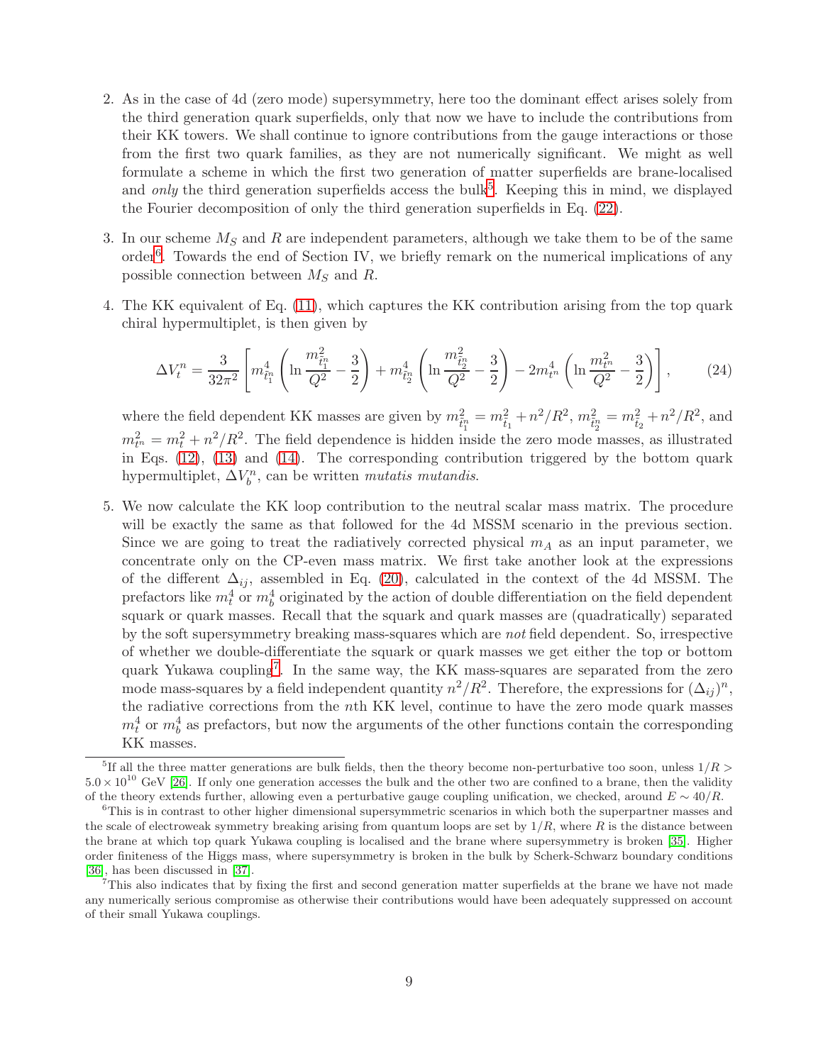2. As in the case of 4d (zero mode) supersymmetry, here too the dominant effect arises solely from the third generation quark superfields, only that now we have to include the contributions from their KK towers. We shall continue to ignore contributions from the gauge interactions or those from the first two quark families, as they are not numerically significant. We might as well formulate a scheme in which the first two generation of matter superfields are brane-localised and *only* the third generation superfields access the bulk[5]. Keeping this in mind, we displayed the Fourier decomposition of only the third generation superfields in Eq. (22).

3. In our scheme $M_S$ and $R$ are independent parameters, although we take them to be of the same order[6]. Towards the end of Section IV, we briefly remark on the numerical implications of any possible connection between $M_S$ and $R$.

4. The KK equivalent of Eq. (11), which captures the KK contribution arising from the top quark chiral hypermultiplet, is then given by

$$\Delta V_t^n = \frac{3}{32\pi^2}\left[m_{\tilde{t}_1^n}^4\left(\ln\frac{m_{\tilde{t}_1^n}^2}{Q^2} - \frac{3}{2}\right) + m_{\tilde{t}_2^n}^4\left(\ln\frac{m_{\tilde{t}_2^n}^2}{Q^2} - \frac{3}{2}\right) - 2m_{t^n}^4\left(\ln\frac{m_{t^n}^2}{Q^2} - \frac{3}{2}\right)\right], \qquad (24)$$

where the field dependent KK masses are given by $m_{\tilde{t}_1^n}^2 = m_{\tilde{t}_1}^2 + n^2/R^2$, $m_{\tilde{t}_2^n}^2 = m_{\tilde{t}_2}^2 + n^2/R^2$, and $m_{t^n}^2 = m_t^2 + n^2/R^2$. The field dependence is hidden inside the zero mode masses, as illustrated in Eqs. (12), (13) and (14). The corresponding contribution triggered by the bottom quark hypermultiplet, $\Delta V_b^n$, can be written *mutatis mutandis*.

5. We now calculate the KK loop contribution to the neutral scalar mass matrix. The procedure will be exactly the same as that followed for the 4d MSSM scenario in the previous section. Since we are going to treat the radiatively corrected physical $m_A$ as an input parameter, we concentrate only on the CP-even mass matrix. We first take another look at the expressions of the different $\Delta_{ij}$, assembled in Eq. (20), calculated in the context of the 4d MSSM. The prefactors like $m_t^4$ or $m_b^4$ originated by the action of double differentiation on the field dependent squark or quark masses. Recall that the squark and quark masses are (quadratically) separated by the soft supersymmetry breaking mass-squares which are *not* field dependent. So, irrespective of whether we double-differentiate the squark or quark masses we get either the top or bottom quark Yukawa coupling[7]. In the same way, the KK mass-squares are separated from the zero mode mass-squares by a field independent quantity $n^2/R^2$. Therefore, the expressions for $(\Delta_{ij})^n$, the radiative corrections from the $n$th KK level, continue to have the zero mode quark masses $m_t^4$ or $m_b^4$ as prefactors, but now the arguments of the other functions contain the corresponding KK masses.

---

[5] If all the three matter generations are bulk fields, then the theory become non-perturbative too soon, unless $1/R > 5.0 \times 10^{10}$ GeV [26]. If only one generation accesses the bulk and the other two are confined to a brane, then the validity of the theory extends further, allowing even a perturbative gauge coupling unification, we checked, around $E \sim 40/R$.

[6] This is in contrast to other higher dimensional supersymmetric scenarios in which both the superpartner masses and the scale of electroweak symmetry breaking arising from quantum loops are set by $1/R$, where $R$ is the distance between the brane at which top quark Yukawa coupling is localised and the brane where supersymmetry is broken [35]. Higher order finiteness of the Higgs mass, where supersymmetry is broken in the bulk by Scherk-Schwarz boundary conditions [36], has been discussed in [37].

[7] This also indicates that by fixing the first and second generation matter superfields at the brane we have not made any numerically serious compromise as otherwise their contributions would have been adequately suppressed on account of their small Yukawa couplings.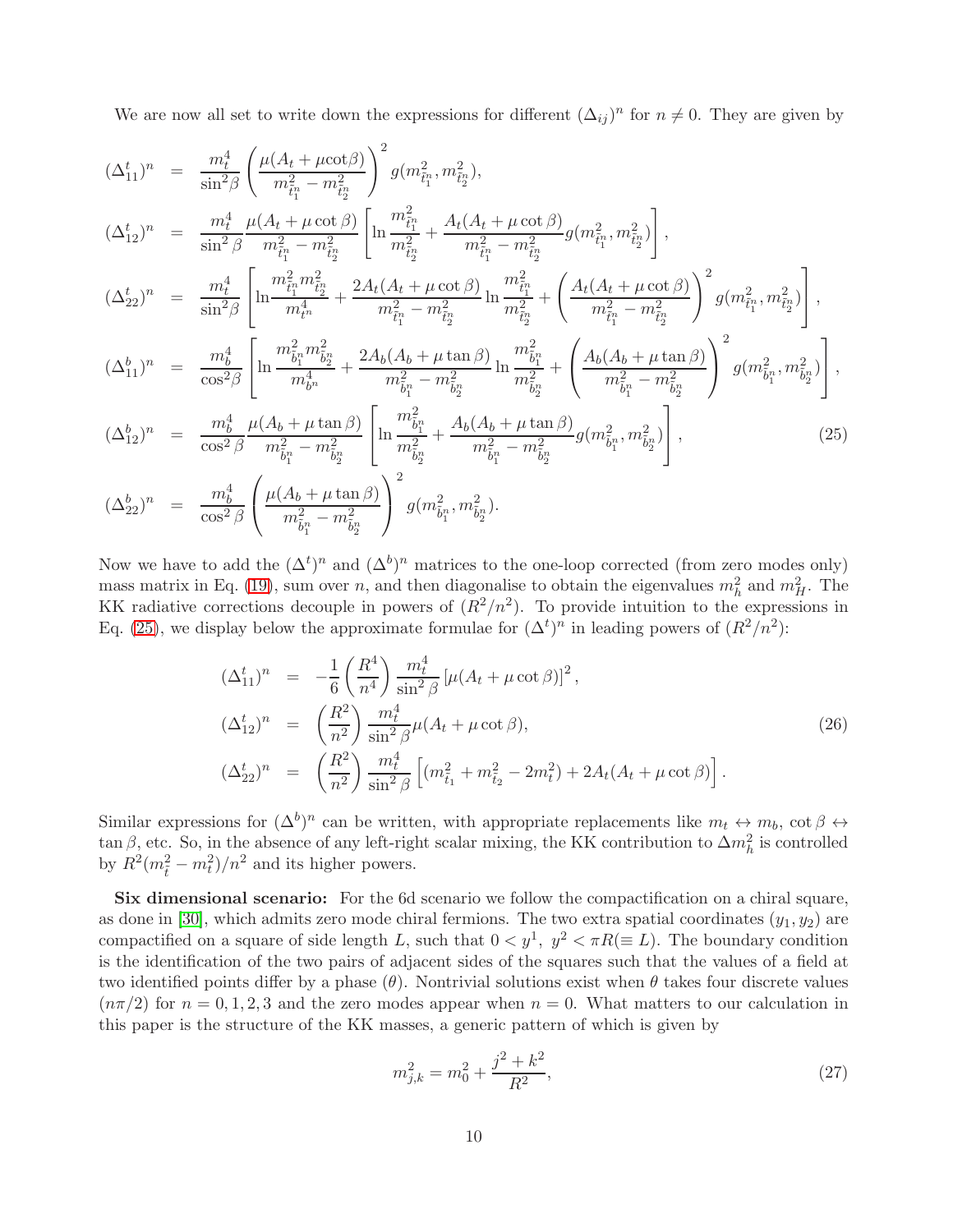We are now all set to write down the expressions for different $(\Delta_{ij})^n$ for $n \neq 0$. They are given by

$$
\begin{aligned}
(\Delta^t_{11})^n &= \frac{m_t^4}{\sin^2\beta}\left(\frac{\mu(A_t+\mu\cot\beta)}{m^2_{\tilde{t}^n_1}-m^2_{\tilde{t}^n_2}}\right)^2 g(m^2_{\tilde{t}^n_1}, m^2_{\tilde{t}^n_2}),\\
(\Delta^t_{12})^n &= \frac{m_t^4}{\sin^2\beta}\frac{\mu(A_t+\mu\cot\beta)}{m^2_{\tilde{t}^n_1}-m^2_{\tilde{t}^n_2}}\left[\ln\frac{m^2_{\tilde{t}^n_1}}{m^2_{\tilde{t}^n_2}}+\frac{A_t(A_t+\mu\cot\beta)}{m^2_{\tilde{t}^n_1}-m^2_{\tilde{t}^n_2}}g(m^2_{\tilde{t}^n_1}, m^2_{\tilde{t}^n_2})\right],\\
(\Delta^t_{22})^n &= \frac{m_t^4}{\sin^2\beta}\left[\ln\frac{m^2_{\tilde{t}^n_1}m^2_{\tilde{t}^n_2}}{m^4_{t^n}}+\frac{2A_t(A_t+\mu\cot\beta)}{m^2_{\tilde{t}_1}-m^2_{\tilde{t}_2}}\ln\frac{m^2_{\tilde{t}^n_1}}{m^2_{\tilde{t}^n_2}}+\left(\frac{A_t(A_t+\mu\cot\beta)}{m^2_{\tilde{t}_1}-m^2_{\tilde{t}_2}}\right)^2 g(m^2_{\tilde{t}^n_1}, m^2_{\tilde{t}^n_2})\right],\\
(\Delta^b_{11})^n &= \frac{m_b^4}{\cos^2\beta}\left[\ln\frac{m^2_{\tilde{b}^n_1}m^2_{\tilde{b}^n_2}}{m^4_{b^n}}+\frac{2A_b(A_b+\mu\tan\beta)}{m^2_{\tilde{b}^n_1}-m^2_{\tilde{b}^n_2}}\ln\frac{m^2_{\tilde{b}^n_1}}{m^2_{\tilde{b}^n_2}}+\left(\frac{A_b(A_b+\mu\tan\beta)}{m^2_{\tilde{b}^n_1}-m^2_{\tilde{b}^n_2}}\right)^2 g(m^2_{\tilde{b}^n_1}, m^2_{\tilde{b}^n_2})\right],\\
(\Delta^b_{12})^n &= \frac{m_b^4}{\cos^2\beta}\frac{\mu(A_b+\mu\tan\beta)}{m^2_{\tilde{b}^n_1}-m^2_{\tilde{b}^n_2}}\left[\ln\frac{m^2_{\tilde{b}^n_1}}{m^2_{\tilde{b}^n_2}}+\frac{A_b(A_b+\mu\tan\beta)}{m^2_{\tilde{b}^n_1}-m^2_{\tilde{b}^n_2}}g(m^2_{\tilde{b}^n_1}, m^2_{\tilde{b}^n_2})\right],\\
(\Delta^b_{22})^n &= \frac{m_b^4}{\cos^2\beta}\left(\frac{\mu(A_b+\mu\tan\beta)}{m^2_{\tilde{b}^n_1}-m^2_{\tilde{b}^n_2}}\right)^2 g(m^2_{\tilde{b}^n_1}, m^2_{\tilde{b}^n_2}).
\end{aligned}
\tag{25}
$$

Now we have to add the $(\Delta^t)^n$ and $(\Delta^b)^n$ matrices to the one-loop corrected (from zero modes only) mass matrix in Eq. (19), sum over $n$, and then diagonalise to obtain the eigenvalues $m_h^2$ and $m_H^2$. The KK radiative corrections decouple in powers of $(R^2/n^2)$. To provide intuition to the expressions in Eq. (25), we display below the approximate formulae for $(\Delta^t)^n$ in leading powers of $(R^2/n^2)$:

$$
\begin{aligned}
(\Delta^t_{11})^n &= -\frac{1}{6}\left(\frac{R^4}{n^4}\right)\frac{m_t^4}{\sin^2\beta}\left[\mu(A_t+\mu\cot\beta)\right]^2,\\
(\Delta^t_{12})^n &= \left(\frac{R^2}{n^2}\right)\frac{m_t^4}{\sin^2\beta}\mu(A_t+\mu\cot\beta),\\
(\Delta^t_{22})^n &= \left(\frac{R^2}{n^2}\right)\frac{m_t^4}{\sin^2\beta}\left[(m^2_{\tilde{t}_1}+m^2_{\tilde{t}_2}-2m_t^2)+2A_t(A_t+\mu\cot\beta)\right].
\end{aligned}
\tag{26}
$$

Similar expressions for $(\Delta^b)^n$ can be written, with appropriate replacements like $m_t \leftrightarrow m_b$, $\cot\beta \leftrightarrow \tan\beta$, etc. So, in the absence of any left-right scalar mixing, the KK contribution to $\Delta m_h^2$ is controlled by $R^2(m^2_{\tilde{t}}-m_t^2)/n^2$ and its higher powers.

**Six dimensional scenario:** For the 6d scenario we follow the compactification on a chiral square, as done in [30], which admits zero mode chiral fermions. The two extra spatial coordinates $(y_1, y_2)$ are compactified on a square of side length $L$, such that $0 < y^1,\ y^2 < \pi R(\equiv L)$. The boundary condition is the identification of the two pairs of adjacent sides of the squares such that the values of a field at two identified points differ by a phase $(\theta)$. Nontrivial solutions exist when $\theta$ takes four discrete values $(n\pi/2)$ for $n = 0, 1, 2, 3$ and the zero modes appear when $n = 0$. What matters to our calculation in this paper is the structure of the KK masses, a generic pattern of which is given by

$$
m^2_{j,k} = m_0^2 + \frac{j^2+k^2}{R^2}, \tag{27}
$$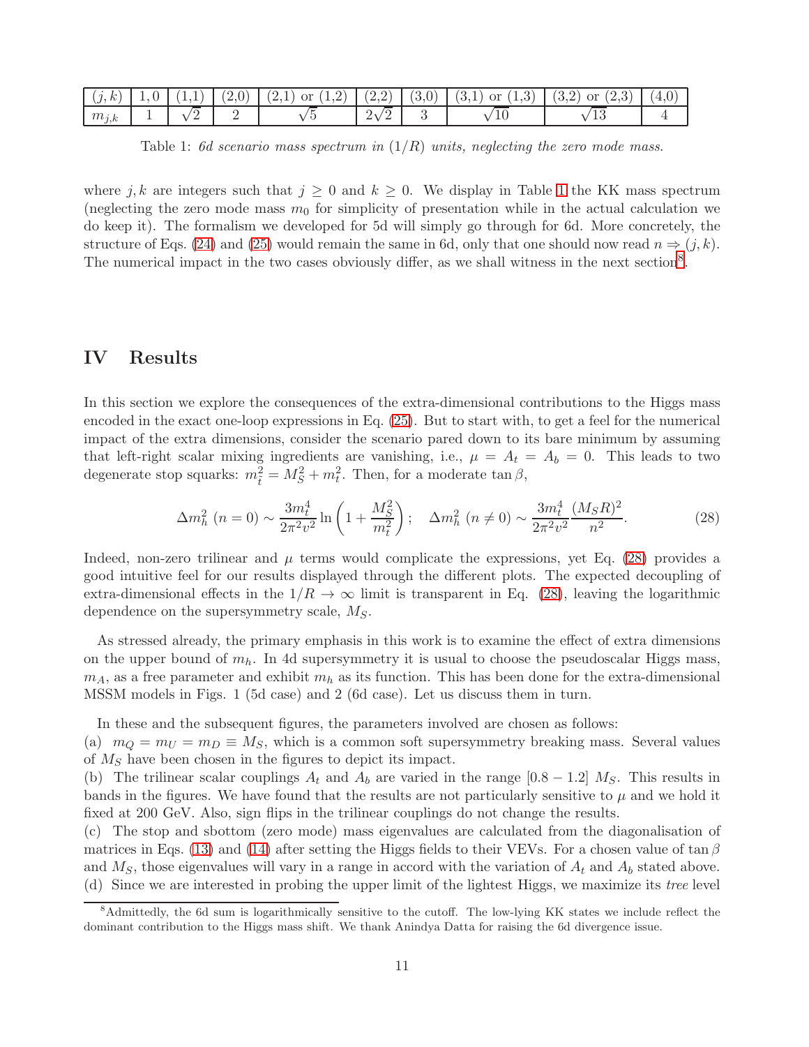| $(j,k)$ | $1,0$ | $(1,1)$ | $(2,0)$ | $(2,1)$ or $(1,2)$ | $(2,2)$ | $(3,0)$ | $(3,1)$ or $(1,3)$ | $(3,2)$ or $(2,3)$ | $(4,0)$ |
|---|---|---|---|---|---|---|---|---|---|
| $m_{j,k}$ | 1 | $\sqrt{2}$ | 2 | $\sqrt{5}$ | $2\sqrt{2}$ | 3 | $\sqrt{10}$ | $\sqrt{13}$ | 4 |

Table 1: *6d scenario mass spectrum in $(1/R)$ units, neglecting the zero mode mass.*

where $j,k$ are integers such that $j \geq 0$ and $k \geq 0$. We display in Table 1 the KK mass spectrum (neglecting the zero mode mass $m_0$ for simplicity of presentation while in the actual calculation we do keep it). The formalism we developed for 5d will simply go through for 6d. More concretely, the structure of Eqs. (24) and (25) would remain the same in 6d, only that one should now read $n \Rightarrow (j,k)$. The numerical impact in the two cases obviously differ, as we shall witness in the next section[8].

## IV Results

In this section we explore the consequences of the extra-dimensional contributions to the Higgs mass encoded in the exact one-loop expressions in Eq. (25). But to start with, to get a feel for the numerical impact of the extra dimensions, consider the scenario pared down to its bare minimum by assuming that left-right scalar mixing ingredients are vanishing, i.e., $\mu = A_t = A_b = 0$. This leads to two degenerate stop squarks: $m_{\tilde{t}}^2 = M_S^2 + m_t^2$. Then, for a moderate $\tan\beta$,

$$\Delta m_h^2 \ (n=0) \sim \frac{3m_t^4}{2\pi^2 v^2} \ln\left(1 + \frac{M_S^2}{m_t^2}\right); \quad \Delta m_h^2 \ (n \neq 0) \sim \frac{3m_t^4}{2\pi^2 v^2} \frac{(M_S R)^2}{n^2}. \tag{28}$$

Indeed, non-zero trilinear and $\mu$ terms would complicate the expressions, yet Eq. (28) provides a good intuitive feel for our results displayed through the different plots. The expected decoupling of extra-dimensional effects in the $1/R \to \infty$ limit is transparent in Eq. (28), leaving the logarithmic dependence on the supersymmetry scale, $M_S$.

As stressed already, the primary emphasis in this work is to examine the effect of extra dimensions on the upper bound of $m_h$. In 4d supersymmetry it is usual to choose the pseudoscalar Higgs mass, $m_A$, as a free parameter and exhibit $m_h$ as its function. This has been done for the extra-dimensional MSSM models in Figs. 1 (5d case) and 2 (6d case). Let us discuss them in turn.

In these and the subsequent figures, the parameters involved are chosen as follows:
(a) $m_Q = m_U = m_D \equiv M_S$, which is a common soft supersymmetry breaking mass. Several values of $M_S$ have been chosen in the figures to depict its impact.
(b) The trilinear scalar couplings $A_t$ and $A_b$ are varied in the range $[0.8 - 1.2]\ M_S$. This results in bands in the figures. We have found that the results are not particularly sensitive to $\mu$ and we hold it fixed at 200 GeV. Also, sign flips in the trilinear couplings do not change the results.
(c) The stop and sbottom (zero mode) mass eigenvalues are calculated from the diagonalisation of matrices in Eqs. (13) and (14) after setting the Higgs fields to their VEVs. For a chosen value of $\tan\beta$ and $M_S$, those eigenvalues will vary in a range in accord with the variation of $A_t$ and $A_b$ stated above.
(d) Since we are interested in probing the upper limit of the lightest Higgs, we maximize its *tree* level

[8] Admittedly, the 6d sum is logarithmically sensitive to the cutoff. The low-lying KK states we include reflect the dominant contribution to the Higgs mass shift. We thank Anindya Datta for raising the 6d divergence issue.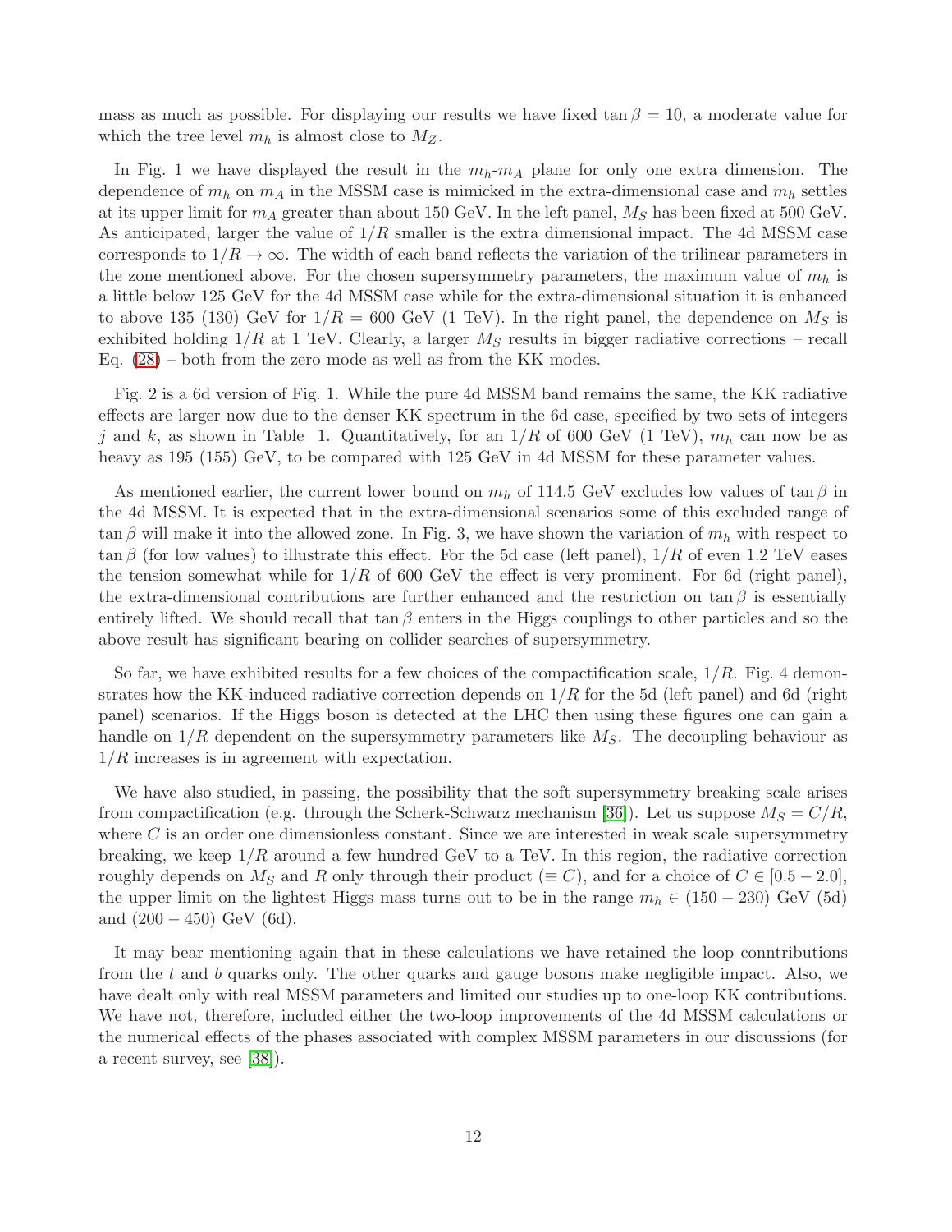mass as much as possible. For displaying our results we have fixed $\tan\beta = 10$, a moderate value for which the tree level $m_h$ is almost close to $M_Z$.

In Fig. 1 we have displayed the result in the $m_h$-$m_A$ plane for only one extra dimension. The dependence of $m_h$ on $m_A$ in the MSSM case is mimicked in the extra-dimensional case and $m_h$ settles at its upper limit for $m_A$ greater than about 150 GeV. In the left panel, $M_S$ has been fixed at 500 GeV. As anticipated, larger the value of $1/R$ smaller is the extra dimensional impact. The 4d MSSM case corresponds to $1/R \to \infty$. The width of each band reflects the variation of the trilinear parameters in the zone mentioned above. For the chosen supersymmetry parameters, the maximum value of $m_h$ is a little below 125 GeV for the 4d MSSM case while for the extra-dimensional situation it is enhanced to above 135 (130) GeV for $1/R = 600$ GeV (1 TeV). In the right panel, the dependence on $M_S$ is exhibited holding $1/R$ at 1 TeV. Clearly, a larger $M_S$ results in bigger radiative corrections – recall Eq. (28) – both from the zero mode as well as from the KK modes.

Fig. 2 is a 6d version of Fig. 1. While the pure 4d MSSM band remains the same, the KK radiative effects are larger now due to the denser KK spectrum in the 6d case, specified by two sets of integers $j$ and $k$, as shown in Table 1. Quantitatively, for an $1/R$ of 600 GeV (1 TeV), $m_h$ can now be as heavy as 195 (155) GeV, to be compared with 125 GeV in 4d MSSM for these parameter values.

As mentioned earlier, the current lower bound on $m_h$ of 114.5 GeV excludes low values of $\tan\beta$ in the 4d MSSM. It is expected that in the extra-dimensional scenarios some of this excluded range of $\tan\beta$ will make it into the allowed zone. In Fig. 3, we have shown the variation of $m_h$ with respect to $\tan\beta$ (for low values) to illustrate this effect. For the 5d case (left panel), $1/R$ of even 1.2 TeV eases the tension somewhat while for $1/R$ of 600 GeV the effect is very prominent. For 6d (right panel), the extra-dimensional contributions are further enhanced and the restriction on $\tan\beta$ is essentially entirely lifted. We should recall that $\tan\beta$ enters in the Higgs couplings to other particles and so the above result has significant bearing on collider searches of supersymmetry.

So far, we have exhibited results for a few choices of the compactification scale, $1/R$. Fig. 4 demonstrates how the KK-induced radiative correction depends on $1/R$ for the 5d (left panel) and 6d (right panel) scenarios. If the Higgs boson is detected at the LHC then using these figures one can gain a handle on $1/R$ dependent on the supersymmetry parameters like $M_S$. The decoupling behaviour as $1/R$ increases is in agreement with expectation.

We have also studied, in passing, the possibility that the soft supersymmetry breaking scale arises from compactification (e.g. through the Scherk-Schwarz mechanism [36]). Let us suppose $M_S = C/R$, where $C$ is an order one dimensionless constant. Since we are interested in weak scale supersymmetry breaking, we keep $1/R$ around a few hundred GeV to a TeV. In this region, the radiative correction roughly depends on $M_S$ and $R$ only through their product ($\equiv C$), and for a choice of $C \in [0.5 - 2.0]$, the upper limit on the lightest Higgs mass turns out to be in the range $m_h \in (150 - 230)$ GeV (5d) and $(200 - 450)$ GeV (6d).

It may bear mentioning again that in these calculations we have retained the loop conntributions from the $t$ and $b$ quarks only. The other quarks and gauge bosons make negligible impact. Also, we have dealt only with real MSSM parameters and limited our studies up to one-loop KK contributions. We have not, therefore, included either the two-loop improvements of the 4d MSSM calculations or the numerical effects of the phases associated with complex MSSM parameters in our discussions (for a recent survey, see [38]).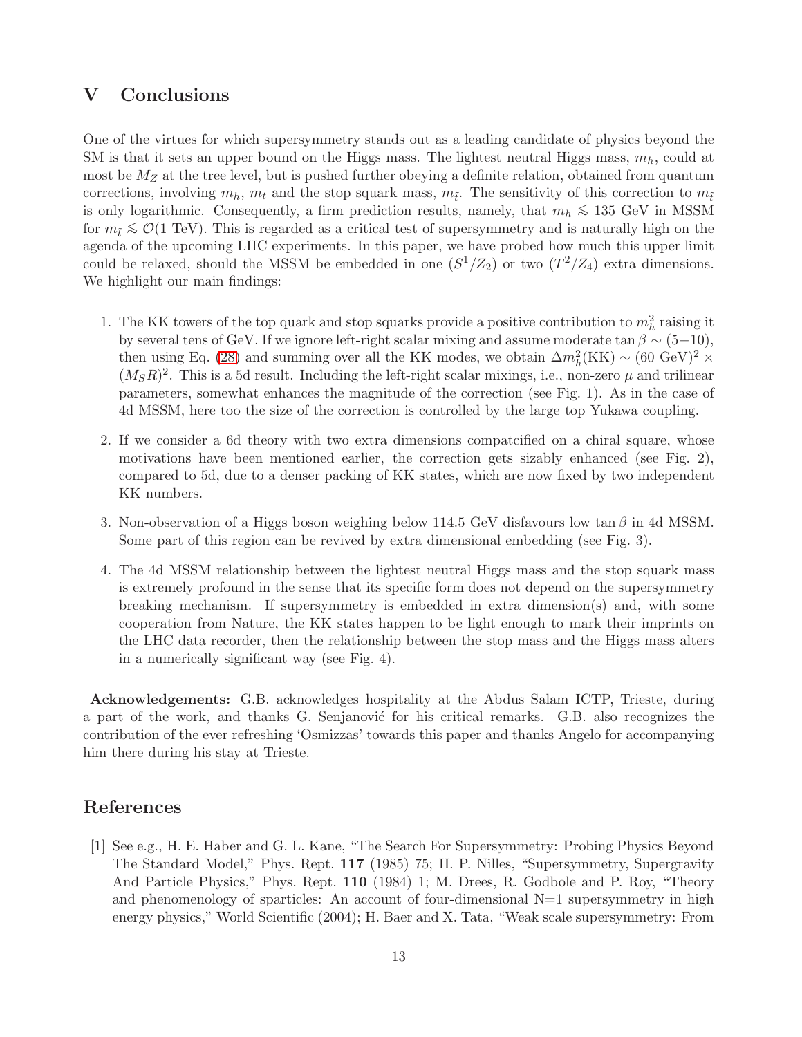## V Conclusions

One of the virtues for which supersymmetry stands out as a leading candidate of physics beyond the SM is that it sets an upper bound on the Higgs mass. The lightest neutral Higgs mass, $m_h$, could at most be $M_Z$ at the tree level, but is pushed further obeying a definite relation, obtained from quantum corrections, involving $m_h$, $m_t$ and the stop squark mass, $m_{\tilde{t}}$. The sensitivity of this correction to $m_{\tilde{t}}$ is only logarithmic. Consequently, a firm prediction results, namely, that $m_h \lesssim 135$ GeV in MSSM for $m_{\tilde{t}} \lesssim \mathcal{O}(1 \text{ TeV})$. This is regarded as a critical test of supersymmetry and is naturally high on the agenda of the upcoming LHC experiments. In this paper, we have probed how much this upper limit could be relaxed, should the MSSM be embedded in one ($S^1/Z_2$) or two ($T^2/Z_4$) extra dimensions. We highlight our main findings:

1. The KK towers of the top quark and stop squarks provide a positive contribution to $m_h^2$ raising it by several tens of GeV. If we ignore left-right scalar mixing and assume moderate $\tan\beta \sim (5-10)$, then using Eq. (28) and summing over all the KK modes, we obtain $\Delta m_h^2(\text{KK}) \sim (60 \text{ GeV})^2 \times (M_S R)^2$. This is a 5d result. Including the left-right scalar mixings, i.e., non-zero $\mu$ and trilinear parameters, somewhat enhances the magnitude of the correction (see Fig. 1). As in the case of 4d MSSM, here too the size of the correction is controlled by the large top Yukawa coupling.

2. If we consider a 6d theory with two extra dimensions compatcified on a chiral square, whose motivations have been mentioned earlier, the correction gets sizably enhanced (see Fig. 2), compared to 5d, due to a denser packing of KK states, which are now fixed by two independent KK numbers.

3. Non-observation of a Higgs boson weighing below 114.5 GeV disfavours low $\tan\beta$ in 4d MSSM. Some part of this region can be revived by extra dimensional embedding (see Fig. 3).

4. The 4d MSSM relationship between the lightest neutral Higgs mass and the stop squark mass is extremely profound in the sense that its specific form does not depend on the supersymmetry breaking mechanism. If supersymmetry is embedded in extra dimension(s) and, with some cooperation from Nature, the KK states happen to be light enough to mark their imprints on the LHC data recorder, then the relationship between the stop mass and the Higgs mass alters in a numerically significant way (see Fig. 4).

**Acknowledgements:** G.B. acknowledges hospitality at the Abdus Salam ICTP, Trieste, during a part of the work, and thanks G. Senjanović for his critical remarks. G.B. also recognizes the contribution of the ever refreshing 'Osmizzas' towards this paper and thanks Angelo for accompanying him there during his stay at Trieste.

## References

[1] See e.g., H. E. Haber and G. L. Kane, "The Search For Supersymmetry: Probing Physics Beyond The Standard Model," Phys. Rept. **117** (1985) 75; H. P. Nilles, "Supersymmetry, Supergravity And Particle Physics," Phys. Rept. **110** (1984) 1; M. Drees, R. Godbole and P. Roy, "Theory and phenomenology of sparticles: An account of four-dimensional N=1 supersymmetry in high energy physics," World Scientific (2004); H. Baer and X. Tata, "Weak scale supersymmetry: From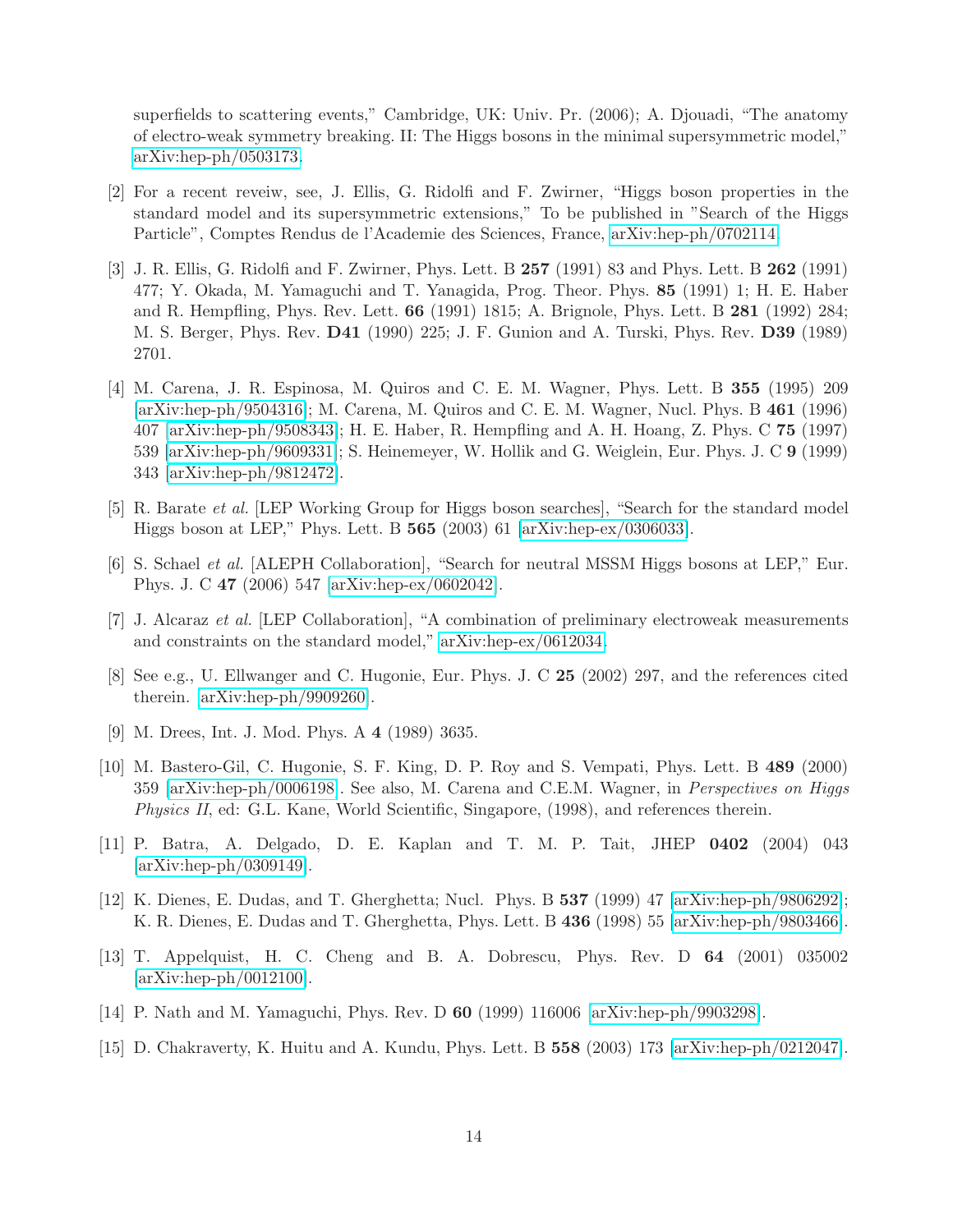superfields to scattering events," Cambridge, UK: Univ. Pr. (2006); A. Djouadi, "The anatomy of electro-weak symmetry breaking. II: The Higgs bosons in the minimal supersymmetric model," arXiv:hep-ph/0503173.

[2] For a recent reveiw, see, J. Ellis, G. Ridolfi and F. Zwirner, "Higgs boson properties in the standard model and its supersymmetric extensions," To be published in "Search of the Higgs Particle", Comptes Rendus de l'Academie des Sciences, France, arXiv:hep-ph/0702114.

[3] J. R. Ellis, G. Ridolfi and F. Zwirner, Phys. Lett. B **257** (1991) 83 and Phys. Lett. B **262** (1991) 477; Y. Okada, M. Yamaguchi and T. Yanagida, Prog. Theor. Phys. **85** (1991) 1; H. E. Haber and R. Hempfling, Phys. Rev. Lett. **66** (1991) 1815; A. Brignole, Phys. Lett. B **281** (1992) 284; M. S. Berger, Phys. Rev. **D41** (1990) 225; J. F. Gunion and A. Turski, Phys. Rev. **D39** (1989) 2701.

[4] M. Carena, J. R. Espinosa, M. Quiros and C. E. M. Wagner, Phys. Lett. B **355** (1995) 209 [arXiv:hep-ph/9504316]; M. Carena, M. Quiros and C. E. M. Wagner, Nucl. Phys. B **461** (1996) 407 [arXiv:hep-ph/9508343]; H. E. Haber, R. Hempfling and A. H. Hoang, Z. Phys. C **75** (1997) 539 [arXiv:hep-ph/9609331]; S. Heinemeyer, W. Hollik and G. Weiglein, Eur. Phys. J. C **9** (1999) 343 [arXiv:hep-ph/9812472].

[5] R. Barate *et al.* [LEP Working Group for Higgs boson searches], "Search for the standard model Higgs boson at LEP," Phys. Lett. B **565** (2003) 61 [arXiv:hep-ex/0306033].

[6] S. Schael *et al.* [ALEPH Collaboration], "Search for neutral MSSM Higgs bosons at LEP," Eur. Phys. J. C **47** (2006) 547 [arXiv:hep-ex/0602042].

[7] J. Alcaraz *et al.* [LEP Collaboration], "A combination of preliminary electroweak measurements and constraints on the standard model," arXiv:hep-ex/0612034.

[8] See e.g., U. Ellwanger and C. Hugonie, Eur. Phys. J. C **25** (2002) 297, and the references cited therein. [arXiv:hep-ph/9909260].

[9] M. Drees, Int. J. Mod. Phys. A **4** (1989) 3635.

[10] M. Bastero-Gil, C. Hugonie, S. F. King, D. P. Roy and S. Vempati, Phys. Lett. B **489** (2000) 359 [arXiv:hep-ph/0006198]. See also, M. Carena and C.E.M. Wagner, in *Perspectives on Higgs Physics II*, ed: G.L. Kane, World Scientific, Singapore, (1998), and references therein.

[11] P. Batra, A. Delgado, D. E. Kaplan and T. M. P. Tait, JHEP **0402** (2004) 043 [arXiv:hep-ph/0309149].

[12] K. Dienes, E. Dudas, and T. Gherghetta; Nucl. Phys. B **537** (1999) 47 [arXiv:hep-ph/9806292]; K. R. Dienes, E. Dudas and T. Gherghetta, Phys. Lett. B **436** (1998) 55 [arXiv:hep-ph/9803466].

[13] T. Appelquist, H. C. Cheng and B. A. Dobrescu, Phys. Rev. D **64** (2001) 035002 [arXiv:hep-ph/0012100].

[14] P. Nath and M. Yamaguchi, Phys. Rev. D **60** (1999) 116006 [arXiv:hep-ph/9903298].

[15] D. Chakraverty, K. Huitu and A. Kundu, Phys. Lett. B **558** (2003) 173 [arXiv:hep-ph/0212047].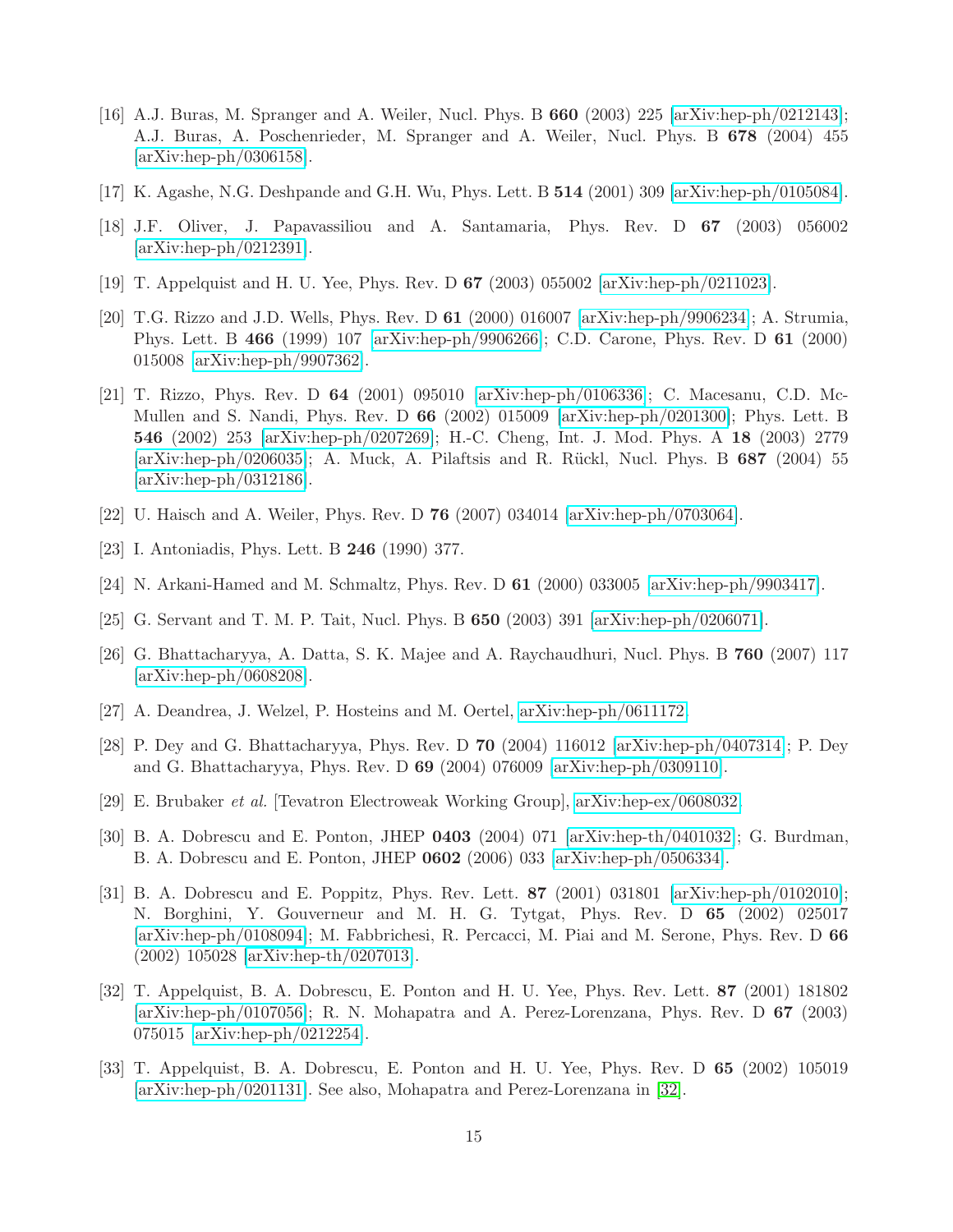[16] A.J. Buras, M. Spranger and A. Weiler, Nucl. Phys. B **660** (2003) 225 [arXiv:hep-ph/0212143]; A.J. Buras, A. Poschenrieder, M. Spranger and A. Weiler, Nucl. Phys. B **678** (2004) 455 [arXiv:hep-ph/0306158].

[17] K. Agashe, N.G. Deshpande and G.H. Wu, Phys. Lett. B **514** (2001) 309 [arXiv:hep-ph/0105084].

[18] J.F. Oliver, J. Papavassiliou and A. Santamaria, Phys. Rev. D **67** (2003) 056002 [arXiv:hep-ph/0212391].

[19] T. Appelquist and H. U. Yee, Phys. Rev. D **67** (2003) 055002 [arXiv:hep-ph/0211023].

[20] T.G. Rizzo and J.D. Wells, Phys. Rev. D **61** (2000) 016007 [arXiv:hep-ph/9906234]; A. Strumia, Phys. Lett. B **466** (1999) 107 [arXiv:hep-ph/9906266]; C.D. Carone, Phys. Rev. D **61** (2000) 015008 [arXiv:hep-ph/9907362].

[21] T. Rizzo, Phys. Rev. D **64** (2001) 095010 [arXiv:hep-ph/0106336]; C. Macesanu, C.D. McMullen and S. Nandi, Phys. Rev. D **66** (2002) 015009 [arXiv:hep-ph/0201300]; Phys. Lett. B **546** (2002) 253 [arXiv:hep-ph/0207269]; H.-C. Cheng, Int. J. Mod. Phys. A **18** (2003) 2779 [arXiv:hep-ph/0206035]; A. Muck, A. Pilaftsis and R. Rückl, Nucl. Phys. B **687** (2004) 55 [arXiv:hep-ph/0312186].

[22] U. Haisch and A. Weiler, Phys. Rev. D **76** (2007) 034014 [arXiv:hep-ph/0703064].

[23] I. Antoniadis, Phys. Lett. B **246** (1990) 377.

[24] N. Arkani-Hamed and M. Schmaltz, Phys. Rev. D **61** (2000) 033005 [arXiv:hep-ph/9903417].

[25] G. Servant and T. M. P. Tait, Nucl. Phys. B **650** (2003) 391 [arXiv:hep-ph/0206071].

[26] G. Bhattacharyya, A. Datta, S. K. Majee and A. Raychaudhuri, Nucl. Phys. B **760** (2007) 117 [arXiv:hep-ph/0608208].

[27] A. Deandrea, J. Welzel, P. Hosteins and M. Oertel, arXiv:hep-ph/0611172.

[28] P. Dey and G. Bhattacharyya, Phys. Rev. D **70** (2004) 116012 [arXiv:hep-ph/0407314]; P. Dey and G. Bhattacharyya, Phys. Rev. D **69** (2004) 076009 [arXiv:hep-ph/0309110].

[29] E. Brubaker *et al.* [Tevatron Electroweak Working Group], arXiv:hep-ex/0608032.

[30] B. A. Dobrescu and E. Ponton, JHEP **0403** (2004) 071 [arXiv:hep-th/0401032]; G. Burdman, B. A. Dobrescu and E. Ponton, JHEP **0602** (2006) 033 [arXiv:hep-ph/0506334].

[31] B. A. Dobrescu and E. Poppitz, Phys. Rev. Lett. **87** (2001) 031801 [arXiv:hep-ph/0102010]; N. Borghini, Y. Gouverneur and M. H. G. Tytgat, Phys. Rev. D **65** (2002) 025017 [arXiv:hep-ph/0108094]; M. Fabbrichesi, R. Percacci, M. Piai and M. Serone, Phys. Rev. D **66** (2002) 105028 [arXiv:hep-th/0207013].

[32] T. Appelquist, B. A. Dobrescu, E. Ponton and H. U. Yee, Phys. Rev. Lett. **87** (2001) 181802 [arXiv:hep-ph/0107056]; R. N. Mohapatra and A. Perez-Lorenzana, Phys. Rev. D **67** (2003) 075015 [arXiv:hep-ph/0212254].

[33] T. Appelquist, B. A. Dobrescu, E. Ponton and H. U. Yee, Phys. Rev. D **65** (2002) 105019 [arXiv:hep-ph/0201131]. See also, Mohapatra and Perez-Lorenzana in [32].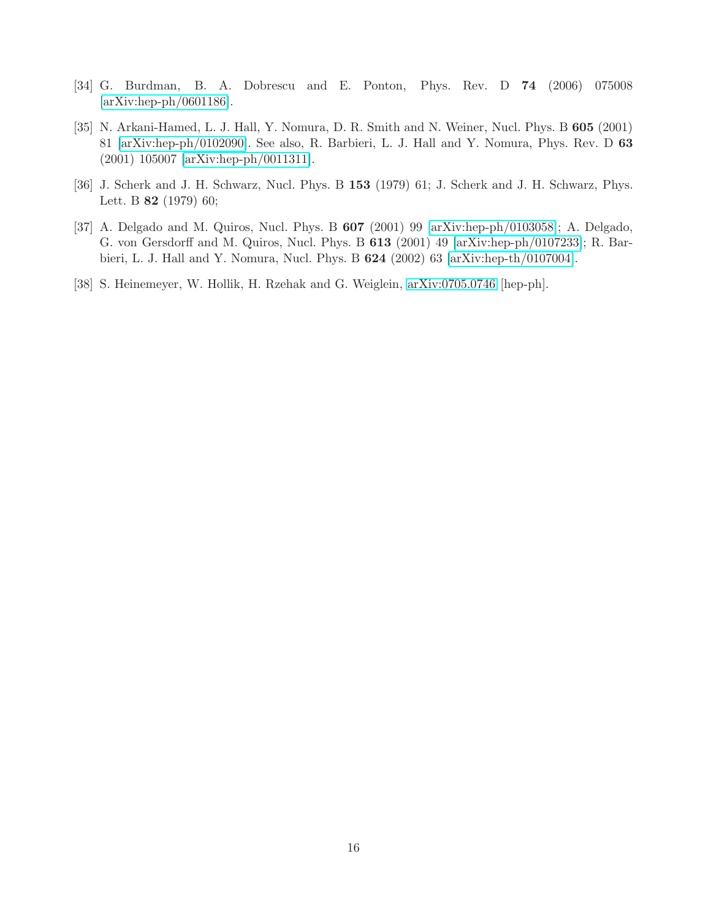[34] G. Burdman, B. A. Dobrescu and E. Ponton, Phys. Rev. D **74** (2006) 075008 [arXiv:hep-ph/0601186].

[35] N. Arkani-Hamed, L. J. Hall, Y. Nomura, D. R. Smith and N. Weiner, Nucl. Phys. B **605** (2001) 81 [arXiv:hep-ph/0102090]. See also, R. Barbieri, L. J. Hall and Y. Nomura, Phys. Rev. D **63** (2001) 105007 [arXiv:hep-ph/0011311].

[36] J. Scherk and J. H. Schwarz, Nucl. Phys. B **153** (1979) 61; J. Scherk and J. H. Schwarz, Phys. Lett. B **82** (1979) 60;

[37] A. Delgado and M. Quiros, Nucl. Phys. B **607** (2001) 99 [arXiv:hep-ph/0103058]; A. Delgado, G. von Gersdorff and M. Quiros, Nucl. Phys. B **613** (2001) 49 [arXiv:hep-ph/0107233]; R. Barbieri, L. J. Hall and Y. Nomura, Nucl. Phys. B **624** (2002) 63 [arXiv:hep-th/0107004].

[38] S. Heinemeyer, W. Hollik, H. Rzehak and G. Weiglein, arXiv:0705.0746 [hep-ph].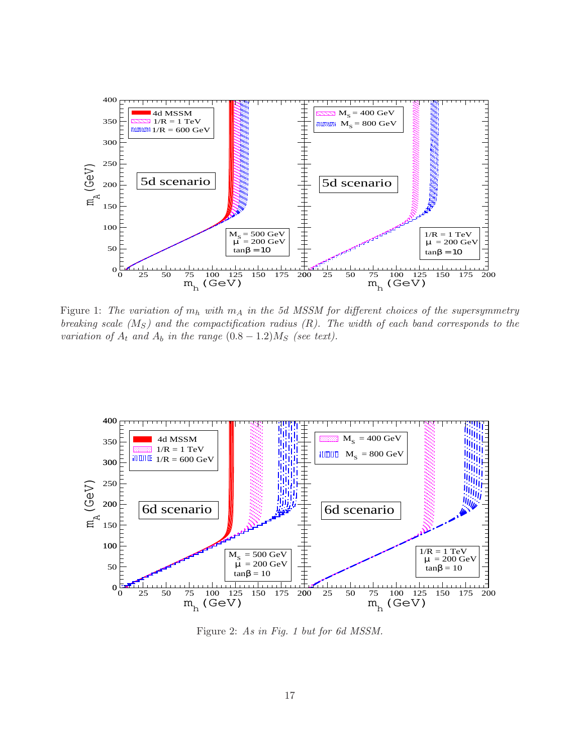Figure 1: *The variation of $m_h$ with $m_A$ in the 5d MSSM for different choices of the supersymmetry breaking scale ($M_S$) and the compactification radius ($R$). The width of each band corresponds to the variation of $A_t$ and $A_b$ in the range $(0.8-1.2)M_S$ (see text).*

Figure 2: *As in Fig. 1 but for 6d MSSM.*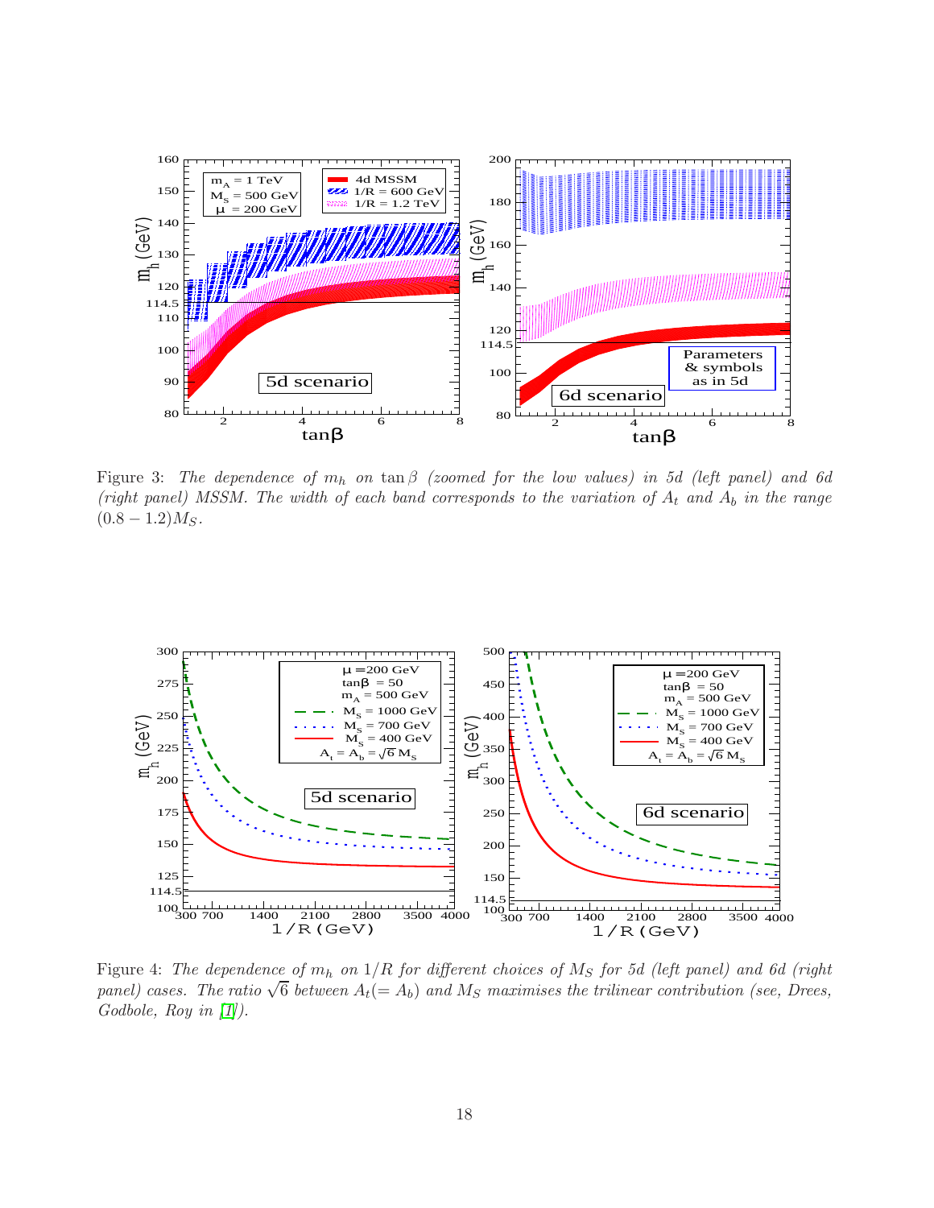160
150
140
130
120
114.5
110
100
90
80

$m_h$ (GeV)

$m_A$ = 1 TeV
$M_S$ = 500 GeV
$\mu$ = 200 GeV

4d MSSM
1/R = 600 GeV
1/R = 1.2 TeV

5d scenario

2
4
6
8
$\tan\beta$

200
180
160
140
120
114.5
100
80

$m_h$ (GeV)

Parameters & symbols as in 5d

6d scenario

2
4
6
8
$\tan\beta$

Figure 3: *The dependence of $m_h$ on $\tan\beta$ (zoomed for the low values) in 5d (left panel) and 6d (right panel) MSSM. The width of each band corresponds to the variation of $A_t$ and $A_b$ in the range $(0.8 - 1.2)M_S$.*

300
275
250
225
200
175
150
125
114.5
100

$m_h$ (GeV)

$\mu$ =200 GeV
$\tan\beta$ = 50
$m_A$ = 500 GeV
$M_S$ = 1000 GeV
$M_S$ = 700 GeV
$M_S$ = 400 GeV
$A_t = A_b = \sqrt{6}\, M_S$

5d scenario

300
700
1400
2100
2800
3500
4000
1/R (GeV)

500
450
400
350
300
250
200
150
114.5
100

$m_h$ (GeV)

$\mu$ =200 GeV
$\tan\beta$ = 50
$m_A$ = 500 GeV
$M_S$ = 1000 GeV
$M_S$ = 700 GeV
$M_S$ = 400 GeV
$A_t = A_b = \sqrt{6}\, M_S$

6d scenario

300
700
1400
2100
2800
3500
4000
1/R (GeV)

Figure 4: *The dependence of $m_h$ on $1/R$ for different choices of $M_S$ for 5d (left panel) and 6d (right panel) cases. The ratio $\sqrt{6}$ between $A_t(= A_b)$ and $M_S$ maximises the trilinear contribution (see, Drees, Godbole, Roy in [1]).*